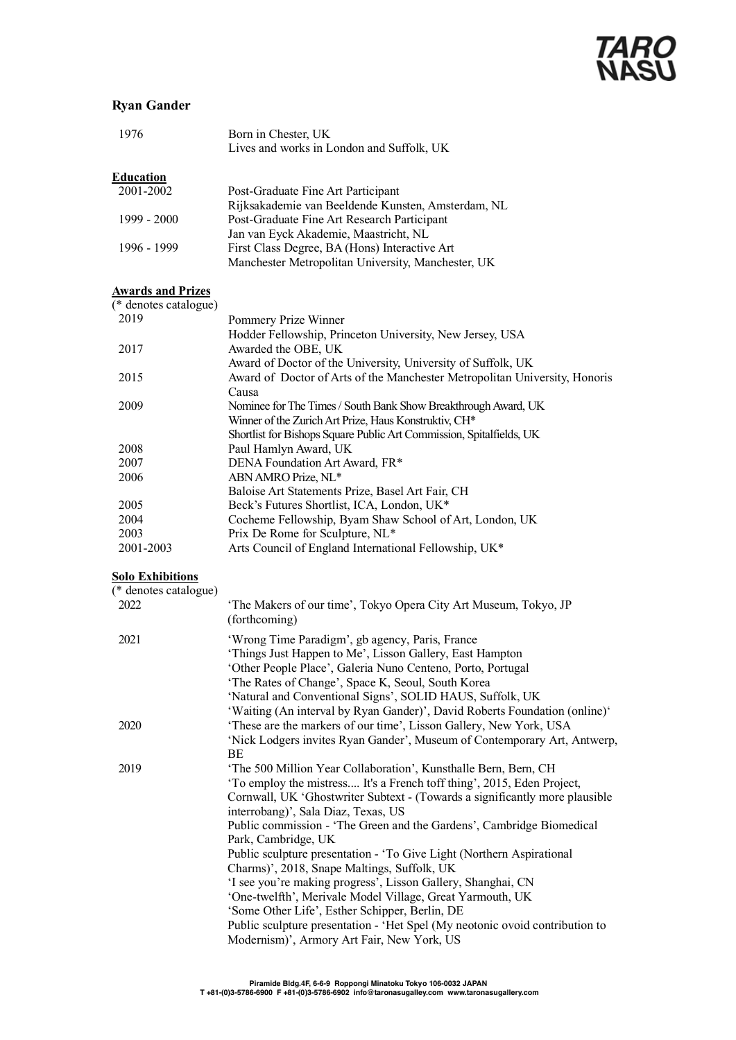# Ryan Gander

| | |
|---|---|
| 1976 | Born in Chester, UK<br>Lives and works in London and Suffolk, UK |

## Education

| | |
|---|---|
| 2001-2002 | Post-Graduate Fine Art Participant<br>Rijksakademie van Beeldende Kunsten, Amsterdam, NL |
| 1999 - 2000 | Post-Graduate Fine Art Research Participant<br>Jan van Eyck Akademie, Maastricht, NL |
| 1996 - 1999 | First Class Degree, BA (Hons) Interactive Art<br>Manchester Metropolitan University, Manchester, UK |

## Awards and Prizes

(* denotes catalogue)

| | |
|---|---|
| 2019 | Pommery Prize Winner<br>Hodder Fellowship, Princeton University, New Jersey, USA |
| 2017 | Awarded the OBE, UK<br>Award of Doctor of the University, University of Suffolk, UK |
| 2015 | Award of Doctor of Arts of the Manchester Metropolitan University, Honoris Causa |
| 2009 | Nominee for The Times / South Bank Show Breakthrough Award, UK<br>Winner of the Zurich Art Prize, Haus Konstruktiv, CH*<br>Shortlist for Bishops Square Public Art Commission, Spitalfields, UK |
| 2008 | Paul Hamlyn Award, UK |
| 2007 | DENA Foundation Art Award, FR* |
| 2006 | ABN AMRO Prize, NL*<br>Baloise Art Statements Prize, Basel Art Fair, CH |
| 2005 | Beck's Futures Shortlist, ICA, London, UK* |
| 2004 | Cocheme Fellowship, Byam Shaw School of Art, London, UK |
| 2003 | Prix De Rome for Sculpture, NL* |
| 2001-2003 | Arts Council of England International Fellowship, UK* |

## Solo Exhibitions

(* denotes catalogue)

| | |
|---|---|
| 2022 | 'The Makers of our time', Tokyo Opera City Art Museum, Tokyo, JP (forthcoming) |
| 2021 | 'Wrong Time Paradigm', gb agency, Paris, France<br>'Things Just Happen to Me', Lisson Gallery, East Hampton<br>'Other People Place', Galeria Nuno Centeno, Porto, Portugal<br>'The Rates of Change', Space K, Seoul, South Korea<br>'Natural and Conventional Signs', SOLID HAUS, Suffolk, UK<br>'Waiting (An interval by Ryan Gander)', David Roberts Foundation (online)' |
| 2020 | 'These are the markers of our time', Lisson Gallery, New York, USA<br>'Nick Lodgers invites Ryan Gander', Museum of Contemporary Art, Antwerp, BE |
| 2019 | 'The 500 Million Year Collaboration', Kunsthalle Bern, Bern, CH<br>'To employ the mistress.... It's a French toff thing', 2015, Eden Project, Cornwall, UK 'Ghostwriter Subtext - (Towards a significantly more plausible interrobang)', Sala Diaz, Texas, US<br>Public commission - 'The Green and the Gardens', Cambridge Biomedical Park, Cambridge, UK<br>Public sculpture presentation - 'To Give Light (Northern Aspirational Charms)', 2018, Snape Maltings, Suffolk, UK<br>'I see you're making progress', Lisson Gallery, Shanghai, CN<br>'One-twelfth', Merivale Model Village, Great Yarmouth, UK<br>'Some Other Life', Esther Schipper, Berlin, DE<br>Public sculpture presentation - 'Het Spel (My neotonic ovoid contribution to Modernism)', Armory Art Fair, New York, US |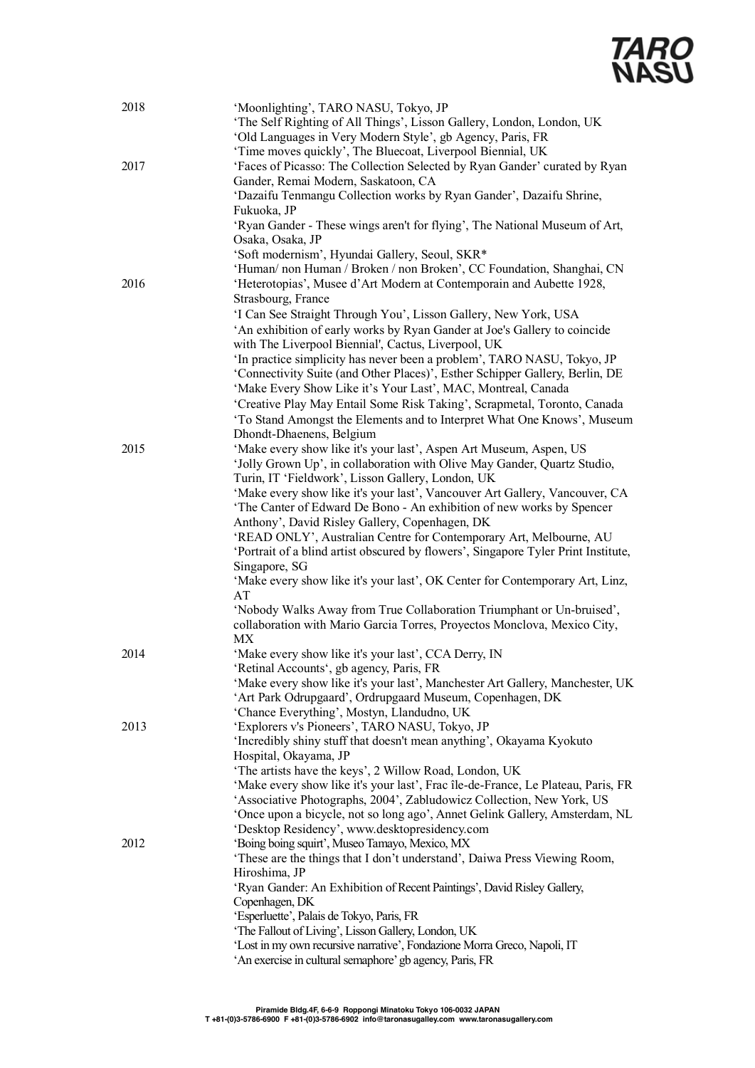2018
'Moonlighting', TARO NASU, Tokyo, JP
'The Self Righting of All Things', Lisson Gallery, London, London, UK
'Old Languages in Very Modern Style', gb Agency, Paris, FR
'Time moves quickly', The Bluecoat, Liverpool Biennial, UK

2017
'Faces of Picasso: The Collection Selected by Ryan Gander' curated by Ryan Gander, Remai Modern, Saskatoon, CA
'Dazaifu Tenmangu Collection works by Ryan Gander', Dazaifu Shrine, Fukuoka, JP
'Ryan Gander - These wings aren't for flying', The National Museum of Art, Osaka, Osaka, JP
'Soft modernism', Hyundai Gallery, Seoul, SKR*
'Human/ non Human / Broken / non Broken', CC Foundation, Shanghai, CN

2016
'Heterotopias', Musee d'Art Modern at Contemporain and Aubette 1928, Strasbourg, France
'I Can See Straight Through You', Lisson Gallery, New York, USA
'An exhibition of early works by Ryan Gander at Joe's Gallery to coincide with The Liverpool Biennial', Cactus, Liverpool, UK
'In practice simplicity has never been a problem', TARO NASU, Tokyo, JP
'Connectivity Suite (and Other Places)', Esther Schipper Gallery, Berlin, DE
'Make Every Show Like it's Your Last', MAC, Montreal, Canada
'Creative Play May Entail Some Risk Taking', Scrapmetal, Toronto, Canada
'To Stand Amongst the Elements and to Interpret What One Knows', Museum Dhondt-Dhaenens, Belgium

2015
'Make every show like it's your last', Aspen Art Museum, Aspen, US
'Jolly Grown Up', in collaboration with Olive May Gander, Quartz Studio, Turin, IT 'Fieldwork', Lisson Gallery, London, UK
'Make every show like it's your last', Vancouver Art Gallery, Vancouver, CA
'The Canter of Edward De Bono - An exhibition of new works by Spencer Anthony', David Risley Gallery, Copenhagen, DK
'READ ONLY', Australian Centre for Contemporary Art, Melbourne, AU
'Portrait of a blind artist obscured by flowers', Singapore Tyler Print Institute, Singapore, SG
'Make every show like it's your last', OK Center for Contemporary Art, Linz, AT
'Nobody Walks Away from True Collaboration Triumphant or Un-bruised', collaboration with Mario Garcia Torres, Proyectos Monclova, Mexico City, MX

2014
'Make every show like it's your last', CCA Derry, IN
'Retinal Accounts', gb agency, Paris, FR
'Make every show like it's your last', Manchester Art Gallery, Manchester, UK
'Art Park Odrupgaard', Ordrupgaard Museum, Copenhagen, DK
'Chance Everything', Mostyn, Llandudno, UK

2013
'Explorers v's Pioneers', TARO NASU, Tokyo, JP
'Incredibly shiny stuff that doesn't mean anything', Okayama Kyokuto Hospital, Okayama, JP
'The artists have the keys', 2 Willow Road, London, UK
'Make every show like it's your last', Frac île-de-France, Le Plateau, Paris, FR
'Associative Photographs, 2004', Zabludowicz Collection, New York, US
'Once upon a bicycle, not so long ago', Annet Gelink Gallery, Amsterdam, NL
'Desktop Residency', www.desktopresidency.com

2012
'Boing boing squirt', Museo Tamayo, Mexico, MX
'These are the things that I don't understand', Daiwa Press Viewing Room, Hiroshima, JP
'Ryan Gander: An Exhibition of Recent Paintings', David Risley Gallery, Copenhagen, DK
'Esperluette', Palais de Tokyo, Paris, FR
'The Fallout of Living', Lisson Gallery, London, UK
'Lost in my own recursive narrative', Fondazione Morra Greco, Napoli, IT
'An exercise in cultural semaphore' gb agency, Paris, FR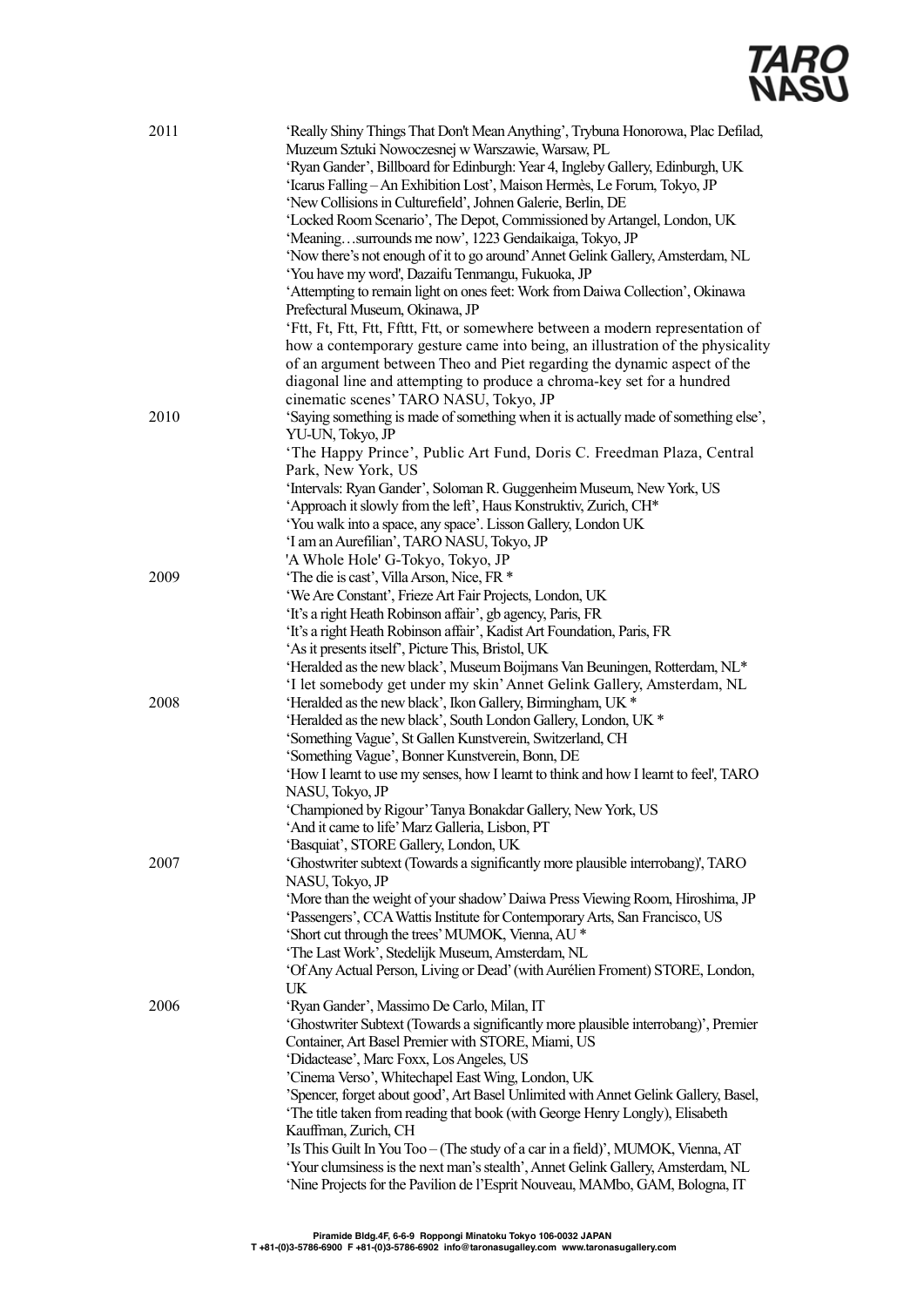| | |
|---|---|
| 2011 | 'Really Shiny Things That Don't Mean Anything', Trybuna Honorowa, Plac Defilad, Muzeum Sztuki Nowoczesnej w Warszawie, Warsaw, PL |
| | 'Ryan Gander', Billboard for Edinburgh: Year 4, Ingleby Gallery, Edinburgh, UK |
| | 'Icarus Falling – An Exhibition Lost', Maison Hermès, Le Forum, Tokyo, JP |
| | 'New Collisions in Culturefield', Johnen Galerie, Berlin, DE |
| | 'Locked Room Scenario', The Depot, Commissioned by Artangel, London, UK |
| | 'Meaning…surrounds me now', 1223 Gendaikaiga, Tokyo, JP |
| | 'Now there's not enough of it to go around' Annet Gelink Gallery, Amsterdam, NL |
| | 'You have my word', Dazaifu Tenmangu, Fukuoka, JP |
| | 'Attempting to remain light on ones feet: Work from Daiwa Collection', Okinawa Prefectural Museum, Okinawa, JP |
| | 'Ftt, Ft, Ftt, Ftt, Ffttt, Ftt, or somewhere between a modern representation of how a contemporary gesture came into being, an illustration of the physicality of an argument between Theo and Piet regarding the dynamic aspect of the diagonal line and attempting to produce a chroma-key set for a hundred cinematic scenes' TARO NASU, Tokyo, JP |
| 2010 | 'Saying something is made of something when it is actually made of something else', YU-UN, Tokyo, JP |
| | 'The Happy Prince', Public Art Fund, Doris C. Freedman Plaza, Central Park, New York, US |
| | 'Intervals: Ryan Gander', Soloman R. Guggenheim Museum, New York, US |
| | 'Approach it slowly from the left', Haus Konstruktiv, Zurich, CH* |
| | 'You walk into a space, any space'. Lisson Gallery, London UK |
| | 'I am an Aurefilian', TARO NASU, Tokyo, JP |
| | 'A Whole Hole' G-Tokyo, Tokyo, JP |
| 2009 | 'The die is cast', Villa Arson, Nice, FR * |
| | 'We Are Constant', Frieze Art Fair Projects, London, UK |
| | 'It's a right Heath Robinson affair', gb agency, Paris, FR |
| | 'It's a right Heath Robinson affair', Kadist Art Foundation, Paris, FR |
| | 'As it presents itself', Picture This, Bristol, UK |
| | 'Heralded as the new black', Museum Boijmans Van Beuningen, Rotterdam, NL* |
| | 'I let somebody get under my skin' Annet Gelink Gallery, Amsterdam, NL |
| 2008 | 'Heralded as the new black', Ikon Gallery, Birmingham, UK * |
| | 'Heralded as the new black', South London Gallery, London, UK * |
| | 'Something Vague', St Gallen Kunstverein, Switzerland, CH |
| | 'Something Vague', Bonner Kunstverein, Bonn, DE |
| | 'How I learnt to use my senses, how I learnt to think and how I learnt to feel', TARO NASU, Tokyo, JP |
| | 'Championed by Rigour' Tanya Bonakdar Gallery, New York, US |
| | 'And it came to life' Marz Galleria, Lisbon, PT |
| | 'Basquiat', STORE Gallery, London, UK |
| 2007 | 'Ghostwriter subtext (Towards a significantly more plausible interrobang)', TARO NASU, Tokyo, JP |
| | 'More than the weight of your shadow' Daiwa Press Viewing Room, Hiroshima, JP |
| | 'Passengers', CCA Wattis Institute for Contemporary Arts, San Francisco, US |
| | 'Short cut through the trees' MUMOK, Vienna, AU * |
| | 'The Last Work', Stedelijk Museum, Amsterdam, NL |
| | 'Of Any Actual Person, Living or Dead' (with Aurélien Froment) STORE, London, UK |
| 2006 | 'Ryan Gander', Massimo De Carlo, Milan, IT |
| | 'Ghostwriter Subtext (Towards a significantly more plausible interrobang)', Premier Container, Art Basel Premier with STORE, Miami, US |
| | 'Didactease', Marc Foxx, Los Angeles, US |
| | 'Cinema Verso', Whitechapel East Wing, London, UK |
| | 'Spencer, forget about good', Art Basel Unlimited with Annet Gelink Gallery, Basel, |
| | 'The title taken from reading that book (with George Henry Longly), Elisabeth Kauffman, Zurich, CH |
| | 'Is This Guilt In You Too – (The study of a car in a field)', MUMOK, Vienna, AT |
| | 'Your clumsiness is the next man's stealth', Annet Gelink Gallery, Amsterdam, NL |
| | 'Nine Projects for the Pavilion de l'Esprit Nouveau, MAMbo, GAM, Bologna, IT |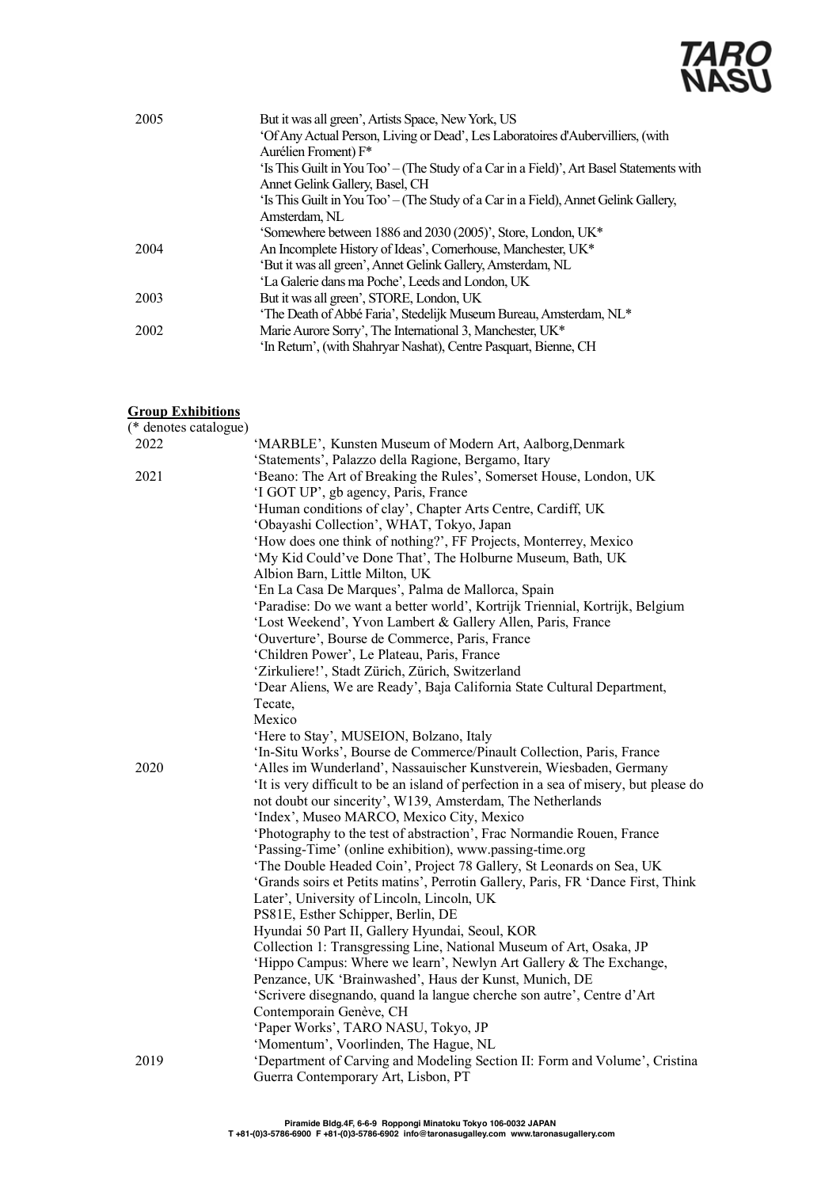2005
But it was all green', Artists Space, New York, US
'Of Any Actual Person, Living or Dead', Les Laboratoires d'Aubervilliers, (with Aurélien Froment) F*
'Is This Guilt in You Too' – (The Study of a Car in a Field)', Art Basel Statements with Annet Gelink Gallery, Basel, CH
'Is This Guilt in You Too' – (The Study of a Car in a Field), Annet Gelink Gallery, Amsterdam, NL
'Somewhere between 1886 and 2030 (2005)', Store, London, UK*

2004
An Incomplete History of Ideas', Cornerhouse, Manchester, UK*
'But it was all green', Annet Gelink Gallery, Amsterdam, NL
'La Galerie dans ma Poche', Leeds and London, UK

2003
But it was all green', STORE, London, UK
'The Death of Abbé Faria', Stedelijk Museum Bureau, Amsterdam, NL*

2002
Marie Aurore Sorry', The International 3, Manchester, UK*
'In Return', (with Shahryar Nashat), Centre Pasquart, Bienne, CH

## Group Exhibitions

(* denotes catalogue)

2022
'MARBLE', Kunsten Museum of Modern Art, Aalborg,Denmark
'Statements', Palazzo della Ragione, Bergamo, Itary

2021
'Beano: The Art of Breaking the Rules', Somerset House, London, UK
'I GOT UP', gb agency, Paris, France
'Human conditions of clay', Chapter Arts Centre, Cardiff, UK
'Obayashi Collection', WHAT, Tokyo, Japan
'How does one think of nothing?', FF Projects, Monterrey, Mexico
'My Kid Could've Done That', The Holburne Museum, Bath, UK
Albion Barn, Little Milton, UK
'En La Casa De Marques', Palma de Mallorca, Spain
'Paradise: Do we want a better world', Kortrijk Triennial, Kortrijk, Belgium
'Lost Weekend', Yvon Lambert & Gallery Allen, Paris, France
'Ouverture', Bourse de Commerce, Paris, France
'Children Power', Le Plateau, Paris, France
'Zirkuliere!', Stadt Zürich, Zürich, Switzerland
'Dear Aliens, We are Ready', Baja California State Cultural Department, Tecate,
Mexico
'Here to Stay', MUSEION, Bolzano, Italy
'In-Situ Works', Bourse de Commerce/Pinault Collection, Paris, France

2020
'Alles im Wunderland', Nassauischer Kunstverein, Wiesbaden, Germany
'It is very difficult to be an island of perfection in a sea of misery, but please do not doubt our sincerity', W139, Amsterdam, The Netherlands
'Index', Museo MARCO, Mexico City, Mexico
'Photography to the test of abstraction', Frac Normandie Rouen, France
'Passing-Time' (online exhibition), www.passing-time.org
'The Double Headed Coin', Project 78 Gallery, St Leonards on Sea, UK
'Grands soirs et Petits matins', Perrotin Gallery, Paris, FR 'Dance First, Think Later', University of Lincoln, Lincoln, UK
PS81E, Esther Schipper, Berlin, DE
Hyundai 50 Part II, Gallery Hyundai, Seoul, KOR
Collection 1: Transgressing Line, National Museum of Art, Osaka, JP
'Hippo Campus: Where we learn', Newlyn Art Gallery & The Exchange, Penzance, UK 'Brainwashed', Haus der Kunst, Munich, DE
'Scrivere disegnando, quand la langue cherche son autre', Centre d'Art Contemporain Genève, CH
'Paper Works', TARO NASU, Tokyo, JP
'Momentum', Voorlinden, The Hague, NL

2019
'Department of Carving and Modeling Section II: Form and Volume', Cristina Guerra Contemporary Art, Lisbon, PT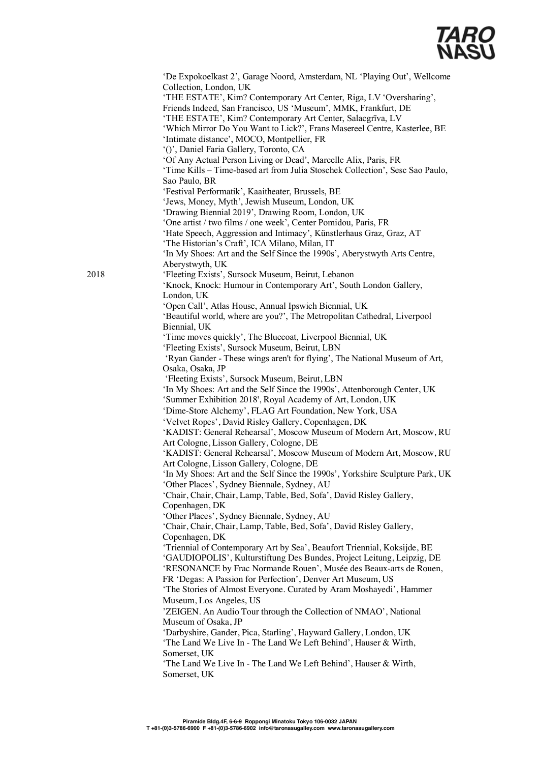'De Expokoelkast 2', Garage Noord, Amsterdam, NL 'Playing Out', Wellcome Collection, London, UK
'THE ESTATE', Kim? Contemporary Art Center, Riga, LV 'Oversharing', Friends Indeed, San Francisco, US 'Museum', MMK, Frankfurt, DE
'THE ESTATE', Kim? Contemporary Art Center, Salacgrīva, LV
'Which Mirror Do You Want to Lick?', Frans Masereel Centre, Kasterlee, BE
'Intimate distance', MOCO, Montpellier, FR
'()', Daniel Faria Gallery, Toronto, CA
'Of Any Actual Person Living or Dead', Marcelle Alix, Paris, FR
'Time Kills – Time-based art from Julia Stoschek Collection', Sesc Sao Paulo, Sao Paulo, BR
'Festival Performatik', Kaaitheater, Brussels, BE
'Jews, Money, Myth', Jewish Museum, London, UK
'Drawing Biennial 2019', Drawing Room, London, UK
'One artist / two films / one week', Center Pomidou, Paris, FR
'Hate Speech, Aggression and Intimacy', Künstlerhaus Graz, Graz, AT
'The Historian's Craft', ICA Milano, Milan, IT
'In My Shoes: Art and the Self Since the 1990s', Aberystwyth Arts Centre, Aberystwyth, UK

2018
'Fleeting Exists', Sursock Museum, Beirut, Lebanon
'Knock, Knock: Humour in Contemporary Art', South London Gallery, London, UK
'Open Call', Atlas House, Annual Ipswich Biennial, UK
'Beautiful world, where are you?', The Metropolitan Cathedral, Liverpool Biennial, UK
'Time moves quickly', The Bluecoat, Liverpool Biennial, UK
'Fleeting Exists', Sursock Museum, Beirut, LBN
'Ryan Gander - These wings aren't for flying', The National Museum of Art, Osaka, Osaka, JP
'Fleeting Exists', Sursock Museum, Beirut, LBN
'In My Shoes: Art and the Self Since the 1990s', Attenborough Center, UK
'Summer Exhibition 2018', Royal Academy of Art, London, UK
'Dime-Store Alchemy', FLAG Art Foundation, New York, USA
'Velvet Ropes', David Risley Gallery, Copenhagen, DK
'KADIST: General Rehearsal', Moscow Museum of Modern Art, Moscow, RU
Art Cologne, Lisson Gallery, Cologne, DE
'KADIST: General Rehearsal', Moscow Museum of Modern Art, Moscow, RU
Art Cologne, Lisson Gallery, Cologne, DE
'In My Shoes: Art and the Self Since the 1990s', Yorkshire Sculpture Park, UK
'Other Places', Sydney Biennale, Sydney, AU
'Chair, Chair, Chair, Lamp, Table, Bed, Sofa', David Risley Gallery, Copenhagen, DK
'Other Places', Sydney Biennale, Sydney, AU
'Chair, Chair, Chair, Lamp, Table, Bed, Sofa', David Risley Gallery, Copenhagen, DK
'Triennial of Contemporary Art by Sea', Beaufort Triennial, Koksijde, BE
'GAUDIOPOLIS', Kulturstiftung Des Bundes, Project Leitung, Leipzig, DE
'RESONANCE by Frac Normande Rouen', Musée des Beaux-arts de Rouen, FR 'Degas: A Passion for Perfection', Denver Art Museum, US
'The Stories of Almost Everyone. Curated by Aram Moshayedi', Hammer Museum, Los Angeles, US
'ZEIGEN. An Audio Tour through the Collection of NMAO', National Museum of Osaka, JP
'Darbyshire, Gander, Pica, Starling', Hayward Gallery, London, UK
'The Land We Live In - The Land We Left Behind', Hauser & Wirth, Somerset, UK
'The Land We Live In - The Land We Left Behind', Hauser & Wirth, Somerset, UK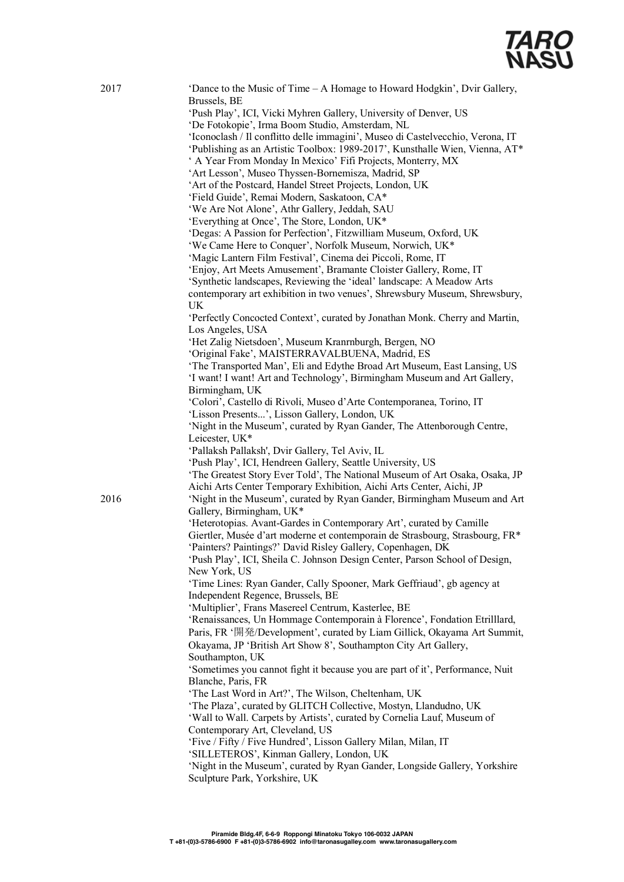2017

'Dance to the Music of Time – A Homage to Howard Hodgkin', Dvir Gallery, Brussels, BE
'Push Play', ICI, Vicki Myhren Gallery, University of Denver, US
'De Fotokopie', Irma Boom Studio, Amsterdam, NL
'Iconoclash / Il conflitto delle immagini', Museo di Castelvecchio, Verona, IT
'Publishing as an Artistic Toolbox: 1989-2017', Kunsthalle Wien, Vienna, AT*
' A Year From Monday In Mexico' Fifi Projects, Monterry, MX
'Art Lesson', Museo Thyssen-Bornemisza, Madrid, SP
'Art of the Postcard, Handel Street Projects, London, UK
'Field Guide', Remai Modern, Saskatoon, CA*
'We Are Not Alone', Athr Gallery, Jeddah, SAU
'Everything at Once', The Store, London, UK*
'Degas: A Passion for Perfection', Fitzwilliam Museum, Oxford, UK
'We Came Here to Conquer', Norfolk Museum, Norwich, UK*
'Magic Lantern Film Festival', Cinema dei Piccoli, Rome, IT
'Enjoy, Art Meets Amusement', Bramante Cloister Gallery, Rome, IT
'Synthetic landscapes, Reviewing the 'ideal' landscape: A Meadow Arts contemporary art exhibition in two venues', Shrewsbury Museum, Shrewsbury, UK
'Perfectly Concocted Context', curated by Jonathan Monk. Cherry and Martin, Los Angeles, USA
'Het Zalig Nietsdoen', Museum Kranrnburgh, Bergen, NO
'Original Fake', MAISTERRAVALBUENA, Madrid, ES
'The Transported Man', Eli and Edythe Broad Art Museum, East Lansing, US
'I want! I want! Art and Technology', Birmingham Museum and Art Gallery, Birmingham, UK
'Colori', Castello di Rivoli, Museo d'Arte Contemporanea, Torino, IT
'Lisson Presents...', Lisson Gallery, London, UK
'Night in the Museum', curated by Ryan Gander, The Attenborough Centre, Leicester, UK*
'Pallaksh Pallaksh', Dvir Gallery, Tel Aviv, IL
'Push Play', ICI, Hendreen Gallery, Seattle University, US
'The Greatest Story Ever Told', The National Museum of Art Osaka, Osaka, JP
Aichi Arts Center Temporary Exhibition, Aichi Arts Center, Aichi, JP

2016

'Night in the Museum', curated by Ryan Gander, Birmingham Museum and Art Gallery, Birmingham, UK*
'Heterotopias. Avant-Gardes in Contemporary Art', curated by Camille Giertler, Musée d'art moderne et contemporain de Strasbourg, Strasbourg, FR*
'Painters? Paintings?' David Risley Gallery, Copenhagen, DK
'Push Play', ICI, Sheila C. Johnson Design Center, Parson School of Design, New York, US
'Time Lines: Ryan Gander, Cally Spooner, Mark Geffriaud', gb agency at Independent Regence, Brussels, BE
'Multiplier', Frans Masereel Centrum, Kasterlee, BE
'Renaissances, Un Hommage Contemporain à Florence', Fondation Etrilllard, Paris, FR '開発/Development', curated by Liam Gillick, Okayama Art Summit, Okayama, JP 'British Art Show 8', Southampton City Art Gallery, Southampton, UK
'Sometimes you cannot fight it because you are part of it', Performance, Nuit Blanche, Paris, FR
'The Last Word in Art?', The Wilson, Cheltenham, UK
'The Plaza', curated by GLITCH Collective, Mostyn, Llandudno, UK
'Wall to Wall. Carpets by Artists', curated by Cornelia Lauf, Museum of Contemporary Art, Cleveland, US
'Five / Fifty / Five Hundred', Lisson Gallery Milan, Milan, IT
'SILLETEROS', Kinman Gallery, London, UK
'Night in the Museum', curated by Ryan Gander, Longside Gallery, Yorkshire Sculpture Park, Yorkshire, UK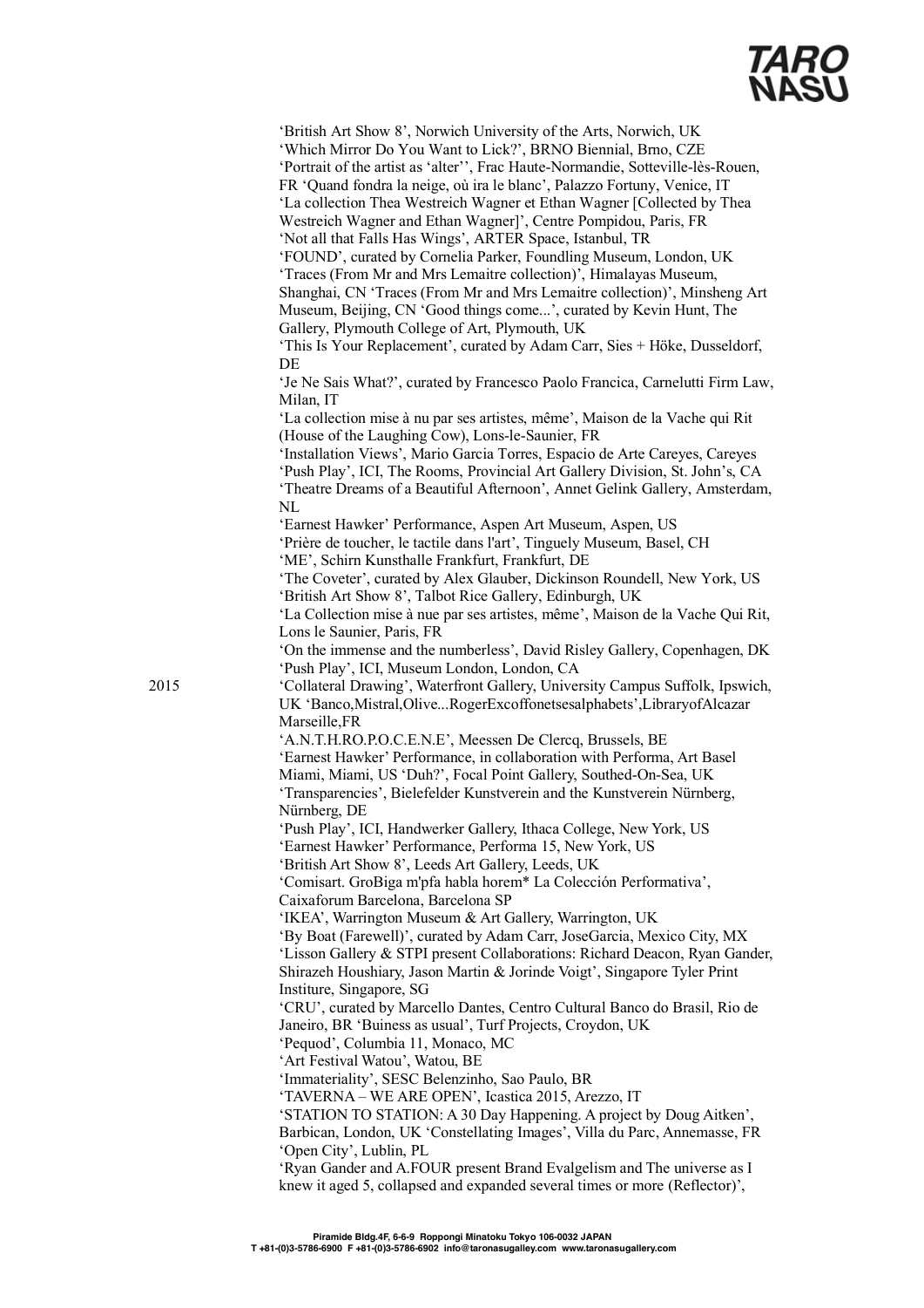'British Art Show 8', Norwich University of the Arts, Norwich, UK
'Which Mirror Do You Want to Lick?', BRNO Biennial, Brno, CZE
'Portrait of the artist as 'alter'', Frac Haute-Normandie, Sotteville-lès-Rouen, FR 'Quand fondra la neige, où ira le blanc', Palazzo Fortuny, Venice, IT
'La collection Thea Westreich Wagner et Ethan Wagner [Collected by Thea Westreich Wagner and Ethan Wagner]', Centre Pompidou, Paris, FR
'Not all that Falls Has Wings', ARTER Space, Istanbul, TR
'FOUND', curated by Cornelia Parker, Foundling Museum, London, UK
'Traces (From Mr and Mrs Lemaitre collection)', Himalayas Museum, Shanghai, CN 'Traces (From Mr and Mrs Lemaitre collection)', Minsheng Art Museum, Beijing, CN 'Good things come...', curated by Kevin Hunt, The Gallery, Plymouth College of Art, Plymouth, UK
'This Is Your Replacement', curated by Adam Carr, Sies + Höke, Dusseldorf, DE
'Je Ne Sais What?', curated by Francesco Paolo Francica, Carnelutti Firm Law, Milan, IT
'La collection mise à nu par ses artistes, même', Maison de la Vache qui Rit (House of the Laughing Cow), Lons-le-Saunier, FR
'Installation Views', Mario Garcia Torres, Espacio de Arte Careyes, Careyes
'Push Play', ICI, The Rooms, Provincial Art Gallery Division, St. John's, CA
'Theatre Dreams of a Beautiful Afternoon', Annet Gelink Gallery, Amsterdam, NL
'Earnest Hawker' Performance, Aspen Art Museum, Aspen, US
'Prière de toucher, le tactile dans l'art', Tinguely Museum, Basel, CH
'ME', Schirn Kunsthalle Frankfurt, Frankfurt, DE
'The Coveter', curated by Alex Glauber, Dickinson Roundell, New York, US
'British Art Show 8', Talbot Rice Gallery, Edinburgh, UK
'La Collection mise à nue par ses artistes, même', Maison de la Vache Qui Rit, Lons le Saunier, Paris, FR
'On the immense and the numberless', David Risley Gallery, Copenhagen, DK
'Push Play', ICI, Museum London, London, CA

2015

'Collateral Drawing', Waterfront Gallery, University Campus Suffolk, Ipswich, UK 'Banco,Mistral,Olive...RogerExcoffonetsesalphabets',LibraryofAlcazar Marseille,FR
'A.N.T.H.RO.P.O.C.E.N.E', Meessen De Clercq, Brussels, BE
'Earnest Hawker' Performance, in collaboration with Performa, Art Basel Miami, Miami, US 'Duh?', Focal Point Gallery, Southed-On-Sea, UK
'Transparencies', Bielefelder Kunstverein and the Kunstverein Nürnberg, Nürnberg, DE
'Push Play', ICI, Handwerker Gallery, Ithaca College, New York, US
'Earnest Hawker' Performance, Performa 15, New York, US
'British Art Show 8', Leeds Art Gallery, Leeds, UK
'Comisart. GroBiga m'pfa habla horem* La Colección Performativa', Caixaforum Barcelona, Barcelona SP
'IKEA', Warrington Museum & Art Gallery, Warrington, UK
'By Boat (Farewell)', curated by Adam Carr, JoseGarcia, Mexico City, MX
'Lisson Gallery & STPI present Collaborations: Richard Deacon, Ryan Gander, Shirazeh Houshiary, Jason Martin & Jorinde Voigt', Singapore Tyler Print Insititure, Singapore, SG
'CRU', curated by Marcello Dantes, Centro Cultural Banco do Brasil, Rio de Janeiro, BR 'Buiness as usual', Turf Projects, Croydon, UK
'Pequod', Columbia 11, Monaco, MC
'Art Festival Watou', Watou, BE
'Immateriality', SESC Belenzinho, Sao Paulo, BR
'TAVERNA – WE ARE OPEN', Icastica 2015, Arezzo, IT
'STATION TO STATION: A 30 Day Happening. A project by Doug Aitken', Barbican, London, UK 'Constellating Images', Villa du Parc, Annemasse, FR
'Open City', Lublin, PL
'Ryan Gander and A.FOUR present Brand Evalgelism and The universe as I knew it aged 5, collapsed and expanded several times or more (Reflector)',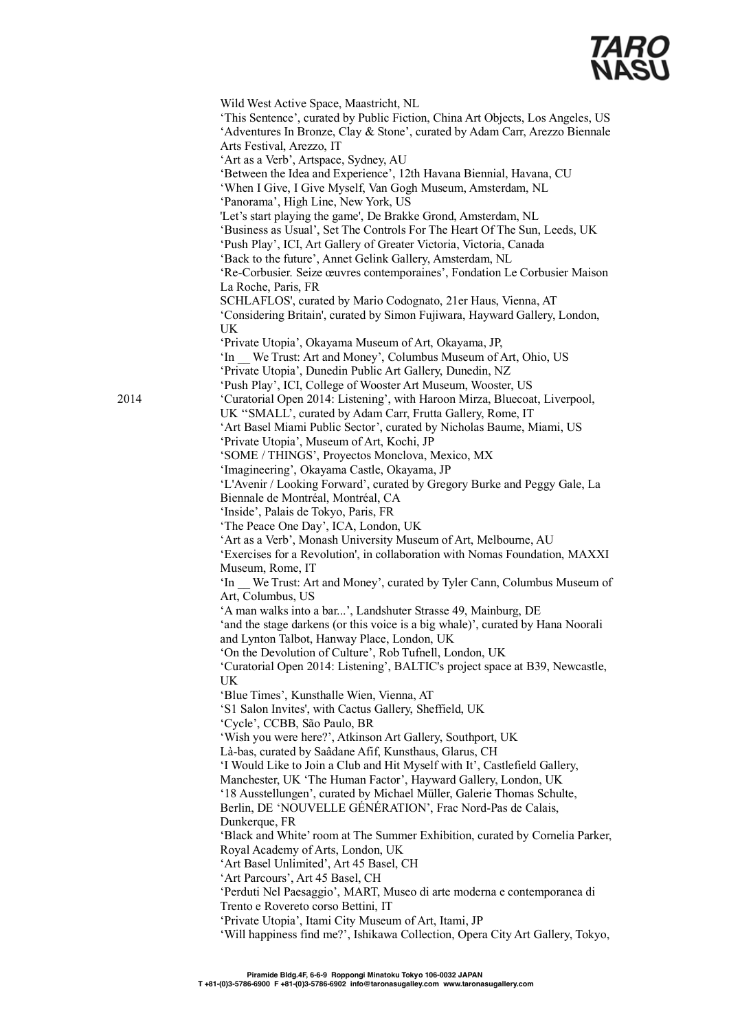Wild West Active Space, Maastricht, NL
'This Sentence', curated by Public Fiction, China Art Objects, Los Angeles, US
'Adventures In Bronze, Clay & Stone', curated by Adam Carr, Arezzo Biennale Arts Festival, Arezzo, IT
'Art as a Verb', Artspace, Sydney, AU
'Between the Idea and Experience', 12th Havana Biennial, Havana, CU
'When I Give, I Give Myself, Van Gogh Museum, Amsterdam, NL
'Panorama', High Line, New York, US
'Let's start playing the game', De Brakke Grond, Amsterdam, NL
'Business as Usual', Set The Controls For The Heart Of The Sun, Leeds, UK
'Push Play', ICI, Art Gallery of Greater Victoria, Victoria, Canada
'Back to the future', Annet Gelink Gallery, Amsterdam, NL
'Re-Corbusier. Seize œuvres contemporaines', Fondation Le Corbusier Maison La Roche, Paris, FR
SCHLAFLOS', curated by Mario Codognato, 21er Haus, Vienna, AT
'Considering Britain', curated by Simon Fujiwara, Hayward Gallery, London, UK
'Private Utopia', Okayama Museum of Art, Okayama, JP,
'In __ We Trust: Art and Money', Columbus Museum of Art, Ohio, US
'Private Utopia', Dunedin Public Art Gallery, Dunedin, NZ
'Push Play', ICI, College of Wooster Art Museum, Wooster, US

2014
'Curatorial Open 2014: Listening', with Haroon Mirza, Bluecoat, Liverpool, UK ''SMALL', curated by Adam Carr, Frutta Gallery, Rome, IT
'Art Basel Miami Public Sector', curated by Nicholas Baume, Miami, US
'Private Utopia', Museum of Art, Kochi, JP
'SOME / THINGS', Proyectos Monclova, Mexico, MX
'Imagineering', Okayama Castle, Okayama, JP
'L'Avenir / Looking Forward', curated by Gregory Burke and Peggy Gale, La Biennale de Montréal, Montréal, CA
'Inside', Palais de Tokyo, Paris, FR
'The Peace One Day', ICA, London, UK
'Art as a Verb', Monash University Museum of Art, Melbourne, AU
'Exercises for a Revolution', in collaboration with Nomas Foundation, MAXXI Museum, Rome, IT
'In __ We Trust: Art and Money', curated by Tyler Cann, Columbus Museum of Art, Columbus, US
'A man walks into a bar...', Landshuter Strasse 49, Mainburg, DE
'and the stage darkens (or this voice is a big whale)', curated by Hana Noorali and Lynton Talbot, Hanway Place, London, UK
'On the Devolution of Culture', Rob Tufnell, London, UK
'Curatorial Open 2014: Listening', BALTIC's project space at B39, Newcastle, UK
'Blue Times', Kunsthalle Wien, Vienna, AT
'S1 Salon Invites', with Cactus Gallery, Sheffield, UK
'Cycle', CCBB, São Paulo, BR
'Wish you were here?', Atkinson Art Gallery, Southport, UK
Là-bas, curated by Saâdane Afif, Kunsthaus, Glarus, CH
'I Would Like to Join a Club and Hit Myself with It', Castlefield Gallery, Manchester, UK 'The Human Factor', Hayward Gallery, London, UK
'18 Ausstellungen', curated by Michael Müller, Galerie Thomas Schulte, Berlin, DE 'NOUVELLE GÉNÉRATION', Frac Nord-Pas de Calais, Dunkerque, FR
'Black and White' room at The Summer Exhibition, curated by Cornelia Parker, Royal Academy of Arts, London, UK
'Art Basel Unlimited', Art 45 Basel, CH
'Art Parcours', Art 45 Basel, CH
'Perduti Nel Paesaggio', MART, Museo di arte moderna e contemporanea di Trento e Rovereto corso Bettini, IT
'Private Utopia', Itami City Museum of Art, Itami, JP
'Will happiness find me?', Ishikawa Collection, Opera City Art Gallery, Tokyo,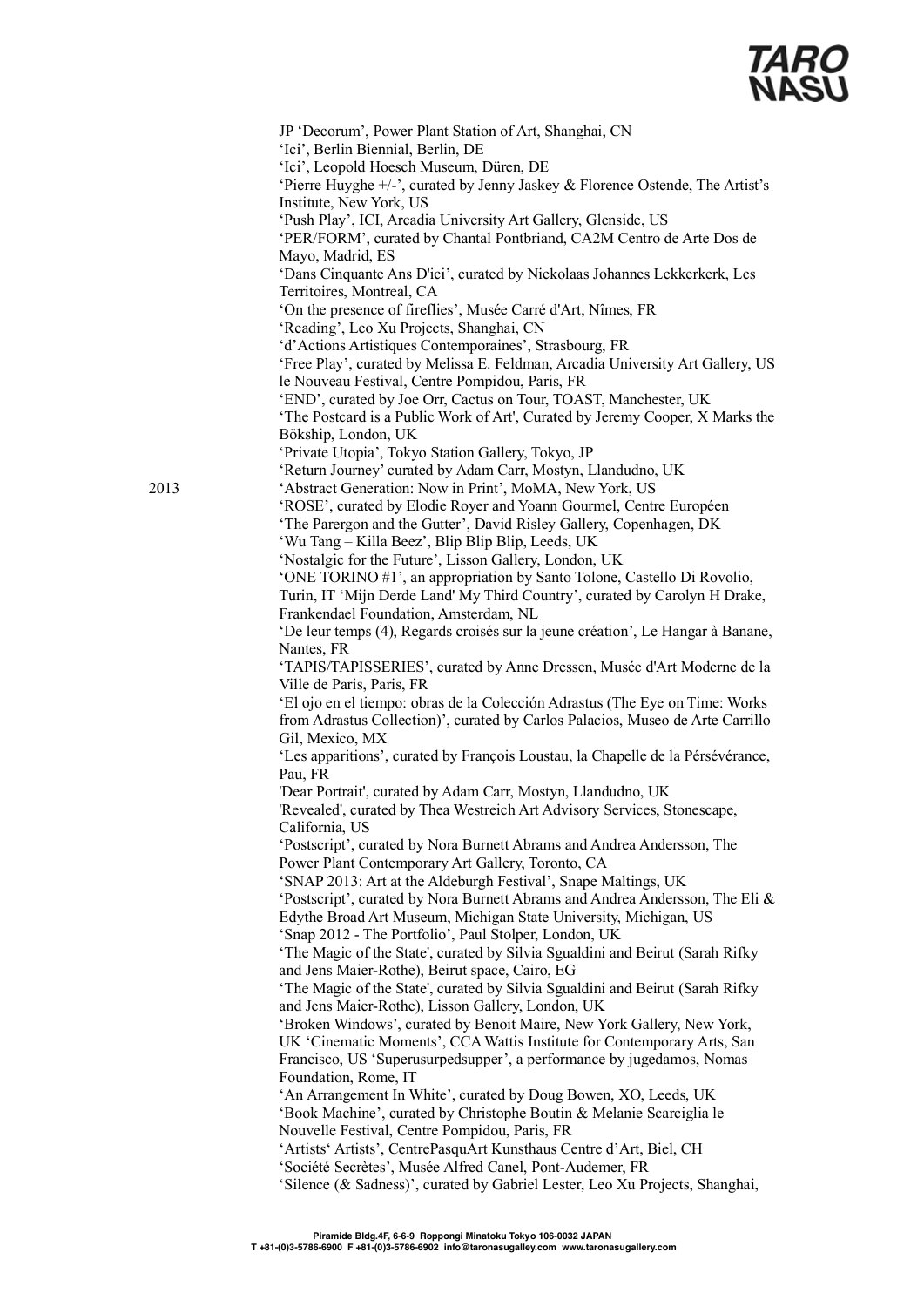JP 'Decorum', Power Plant Station of Art, Shanghai, CN
'Ici', Berlin Biennial, Berlin, DE
'Ici', Leopold Hoesch Museum, Düren, DE
'Pierre Huyghe +/-', curated by Jenny Jaskey & Florence Ostende, The Artist's Institute, New York, US
'Push Play', ICI, Arcadia University Art Gallery, Glenside, US
'PER/FORM', curated by Chantal Pontbriand, CA2M Centro de Arte Dos de Mayo, Madrid, ES
'Dans Cinquante Ans D'ici', curated by Niekolaas Johannes Lekkerkerk, Les Territoires, Montreal, CA
'On the presence of fireflies', Musée Carré d'Art, Nîmes, FR
'Reading', Leo Xu Projects, Shanghai, CN
'd'Actions Artistiques Contemporaines', Strasbourg, FR
'Free Play', curated by Melissa E. Feldman, Arcadia University Art Gallery, US
le Nouveau Festival, Centre Pompidou, Paris, FR
'END', curated by Joe Orr, Cactus on Tour, TOAST, Manchester, UK
'The Postcard is a Public Work of Art', Curated by Jeremy Cooper, X Marks the Bökship, London, UK
'Private Utopia', Tokyo Station Gallery, Tokyo, JP
'Return Journey' curated by Adam Carr, Mostyn, Llandudno, UK

2013

'Abstract Generation: Now in Print', MoMA, New York, US
'ROSE', curated by Elodie Royer and Yoann Gourmel, Centre Européen
'The Parergon and the Gutter', David Risley Gallery, Copenhagen, DK
'Wu Tang – Killa Beez', Blip Blip Blip, Leeds, UK
'Nostalgic for the Future', Lisson Gallery, London, UK
'ONE TORINO #1', an appropriation by Santo Tolone, Castello Di Rovolio, Turin, IT 'Mijn Derde Land' My Third Country', curated by Carolyn H Drake, Frankendael Foundation, Amsterdam, NL
'De leur temps (4), Regards croisés sur la jeune création', Le Hangar à Banane, Nantes, FR
'TAPIS/TAPISSERIES', curated by Anne Dressen, Musée d'Art Moderne de la Ville de Paris, Paris, FR
'El ojo en el tiempo: obras de la Colección Adrastus (The Eye on Time: Works from Adrastus Collection)', curated by Carlos Palacios, Museo de Arte Carrillo Gil, Mexico, MX
'Les apparitions', curated by François Loustau, la Chapelle de la Persévérance, Pau, FR
'Dear Portrait', curated by Adam Carr, Mostyn, Llandudno, UK
'Revealed', curated by Thea Westreich Art Advisory Services, Stonescape, California, US
'Postscript', curated by Nora Burnett Abrams and Andrea Andersson, The Power Plant Contemporary Art Gallery, Toronto, CA
'SNAP 2013: Art at the Aldeburgh Festival', Snape Maltings, UK
'Postscript', curated by Nora Burnett Abrams and Andrea Andersson, The Eli & Edythe Broad Art Museum, Michigan State University, Michigan, US
'Snap 2012 - The Portfolio', Paul Stolper, London, UK
'The Magic of the State', curated by Silvia Sgualdini and Beirut (Sarah Rifky and Jens Maier-Rothe), Beirut space, Cairo, EG
'The Magic of the State', curated by Silvia Sgualdini and Beirut (Sarah Rifky and Jens Maier-Rothe), Lisson Gallery, London, UK
'Broken Windows', curated by Benoit Maire, New York Gallery, New York, UK 'Cinematic Moments', CCA Wattis Institute for Contemporary Arts, San Francisco, US 'Superusurpedsupper', a performance by jugedamos, Nomas Foundation, Rome, IT
'An Arrangement In White', curated by Doug Bowen, XO, Leeds, UK
'Book Machine', curated by Christophe Boutin & Melanie Scarciglia le Nouvelle Festival, Centre Pompidou, Paris, FR
'Artists' Artists', CentrePasquArt Kunsthaus Centre d'Art, Biel, CH
'Société Secrètes', Musée Alfred Canel, Pont-Audemer, FR
'Silence (& Sadness)', curated by Gabriel Lester, Leo Xu Projects, Shanghai,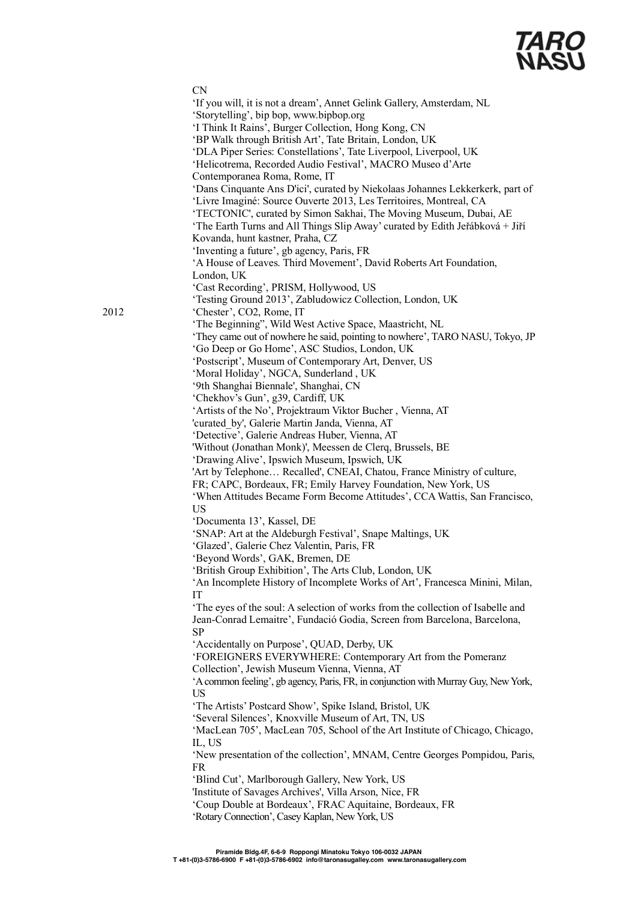CN
'If you will, it is not a dream', Annet Gelink Gallery, Amsterdam, NL
'Storytelling', bip bop, www.bipbop.org
'I Think It Rains', Burger Collection, Hong Kong, CN
'BP Walk through British Art', Tate Britain, London, UK
'DLA Piper Series: Constellations', Tate Liverpool, Liverpool, UK
'Helicotrema, Recorded Audio Festival', MACRO Museo d'Arte Contemporanea Roma, Rome, IT
'Dans Cinquante Ans D'ici', curated by Niekolaas Johannes Lekkerkerk, part of 'Livre Imaginé: Source Ouverte 2013, Les Territoires, Montreal, CA
'TECTONIC', curated by Simon Sakhai, The Moving Museum, Dubai, AE
'The Earth Turns and All Things Slip Away' curated by Edith Jeřábková + Jiří Kovanda, hunt kastner, Praha, CZ
'Inventing a future', gb agency, Paris, FR
'A House of Leaves. Third Movement', David Roberts Art Foundation, London, UK
'Cast Recording', PRISM, Hollywood, US
'Testing Ground 2013', Zabludowicz Collection, London, UK

2012
'Chester', CO2, Rome, IT
'The Beginning", Wild West Active Space, Maastricht, NL
'They came out of nowhere he said, pointing to nowhere', TARO NASU, Tokyo, JP
'Go Deep or Go Home', ASC Studios, London, UK
'Postscript', Museum of Contemporary Art, Denver, US
'Moral Holiday', NGCA, Sunderland , UK
'9th Shanghai Biennale', Shanghai, CN
'Chekhov's Gun', g39, Cardiff, UK
'Artists of the No', Projektraum Viktor Bucher , Vienna, AT
'curated_by', Galerie Martin Janda, Vienna, AT
'Detective', Galerie Andreas Huber, Vienna, AT
'Without (Jonathan Monk)', Meessen de Clerq, Brussels, BE
'Drawing Alive', Ipswich Museum, Ipswich, UK
'Art by Telephone… Recalled', CNEAI, Chatou, France Ministry of culture, FR; CAPC, Bordeaux, FR; Emily Harvey Foundation, New York, US
'When Attitudes Became Form Become Attitudes', CCA Wattis, San Francisco, US
'Documenta 13', Kassel, DE
'SNAP: Art at the Aldeburgh Festival', Snape Maltings, UK
'Glazed', Galerie Chez Valentin, Paris, FR
'Beyond Words', GAK, Bremen, DE
'British Group Exhibition', The Arts Club, London, UK
'An Incomplete History of Incomplete Works of Art', Francesca Minini, Milan, IT
'The eyes of the soul: A selection of works from the collection of Isabelle and Jean-Conrad Lemaitre', Fundació Godia, Screen from Barcelona, Barcelona, SP
'Accidentally on Purpose', QUAD, Derby, UK
'FOREIGNERS EVERYWHERE: Contemporary Art from the Pomeranz Collection', Jewish Museum Vienna, Vienna, AT
'A common feeling', gb agency, Paris, FR, in conjunction with Murray Guy, New York, US
'The Artists' Postcard Show', Spike Island, Bristol, UK
'Several Silences', Knoxville Museum of Art, TN, US
'MacLean 705', MacLean 705, School of the Art Institute of Chicago, Chicago, IL, US
'New presentation of the collection', MNAM, Centre Georges Pompidou, Paris, FR
'Blind Cut', Marlborough Gallery, New York, US
'Institute of Savages Archives', Villa Arson, Nice, FR
'Coup Double at Bordeaux', FRAC Aquitaine, Bordeaux, FR
'Rotary Connection', Casey Kaplan, New York, US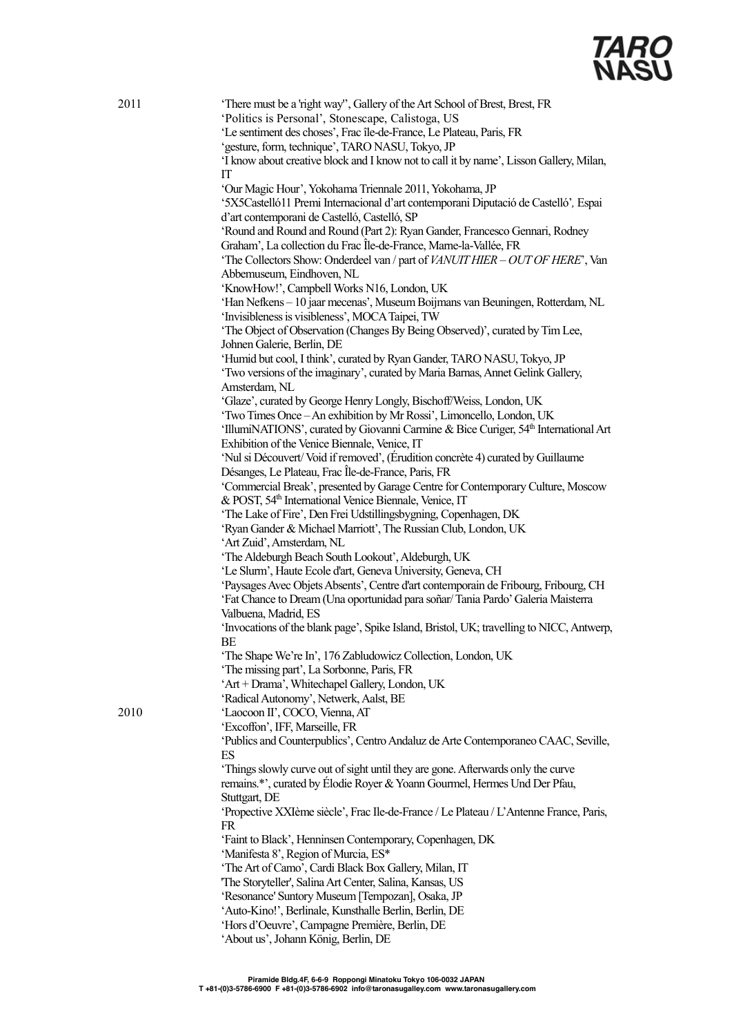**2011**

'There must be a 'right way'', Gallery of the Art School of Brest, Brest, FR
'Politics is Personal', Stonescape, Calistoga, US
'Le sentiment des choses', Frac île-de-France, Le Plateau, Paris, FR
'gesture, form, technique', TARO NASU, Tokyo, JP
'I know about creative block and I know not to call it by name', Lisson Gallery, Milan, IT
'Our Magic Hour', Yokohama Triennale 2011, Yokohama, JP
'5X5Castelló11 Premi Internacional d'art contemporani Diputació de Castelló', Espai d'art contemporani de Castelló, Castelló, SP
'Round and Round and Round (Part 2): Ryan Gander, Francesco Gennari, Rodney Graham', La collection du Frac Île-de-France, Marne-la-Vallée, FR
'The Collectors Show: Onderdeel van / part of *VANUIT HIER – OUT OF HERE*', Van Abbemuseum, Eindhoven, NL
'KnowHow!', Campbell Works N16, London, UK
'Han Nefkens – 10 jaar mecenas', Museum Boijmans van Beuningen, Rotterdam, NL
'Invisibleness is visibleness', MOCA Taipei, TW
'The Object of Observation (Changes By Being Observed)', curated by Tim Lee, Johnen Galerie, Berlin, DE
'Humid but cool, I think', curated by Ryan Gander, TARO NASU, Tokyo, JP
'Two versions of the imaginary', curated by Maria Barnas, Annet Gelink Gallery, Amsterdam, NL
'Glaze', curated by George Henry Longly, Bischoff/Weiss, London, UK
'Two Times Once – An exhibition by Mr Rossi', Limoncello, London, UK
'IllumiNATIONS', curated by Giovanni Carmine & Bice Curiger, 54th International Art Exhibition of the Venice Biennale, Venice, IT
'Nul si Découvert/ Void if removed', (Érudition concrète 4) curated by Guillaume Désanges, Le Plateau, Frac Île-de-France, Paris, FR
'Commercial Break', presented by Garage Centre for Contemporary Culture, Moscow & POST, 54th International Venice Biennale, Venice, IT
'The Lake of Fire', Den Frei Udstillingsbygning, Copenhagen, DK
'Ryan Gander & Michael Marriott', The Russian Club, London, UK
'Art Zuid', Amsterdam, NL
'The Aldeburgh Beach South Lookout', Aldeburgh, UK
'Le Slurm', Haute Ecole d'art, Geneva University, Geneva, CH
'Paysages Avec Objets Absents', Centre d'art contemporain de Fribourg, Fribourg, CH
'Fat Chance to Dream (Una oportunidad para soñar/ Tania Pardo' Galeria Maisterra Valbuena, Madrid, ES
'Invocations of the blank page', Spike Island, Bristol, UK; travelling to NICC, Antwerp, BE
'The Shape We're In', 176 Zabludowicz Collection, London, UK
'The missing part', La Sorbonne, Paris, FR
'Art + Drama', Whitechapel Gallery, London, UK
'Radical Autonomy', Netwerk, Aalst, BE

**2010**

'Laocoon II', COCO, Vienna, AT
'Excoffon', IFF, Marseille, FR
'Publics and Counterpublics', Centro Andaluz de Arte Contemporaneo CAAC, Seville, ES
'Things slowly curve out of sight until they are gone. Afterwards only the curve remains.*', curated by Élodie Royer & Yoann Gourmel, Hermes Und Der Pfau, Stuttgart, DE
'Propective XXIème siècle', Frac Ile-de-France / Le Plateau / L'Antenne France, Paris, FR
'Faint to Black', Henninsen Contemporary, Copenhagen, DK
'Manifesta 8', Region of Murcia, ES*
'The Art of Camo', Cardi Black Box Gallery, Milan, IT
'The Storyteller', Salina Art Center, Salina, Kansas, US
'Resonance' Suntory Museum [Tempozan], Osaka, JP
'Auto-Kino!', Berlinale, Kunsthalle Berlin, Berlin, DE
'Hors d'Oeuvre', Campagne Première, Berlin, DE
'About us', Johann König, Berlin, DE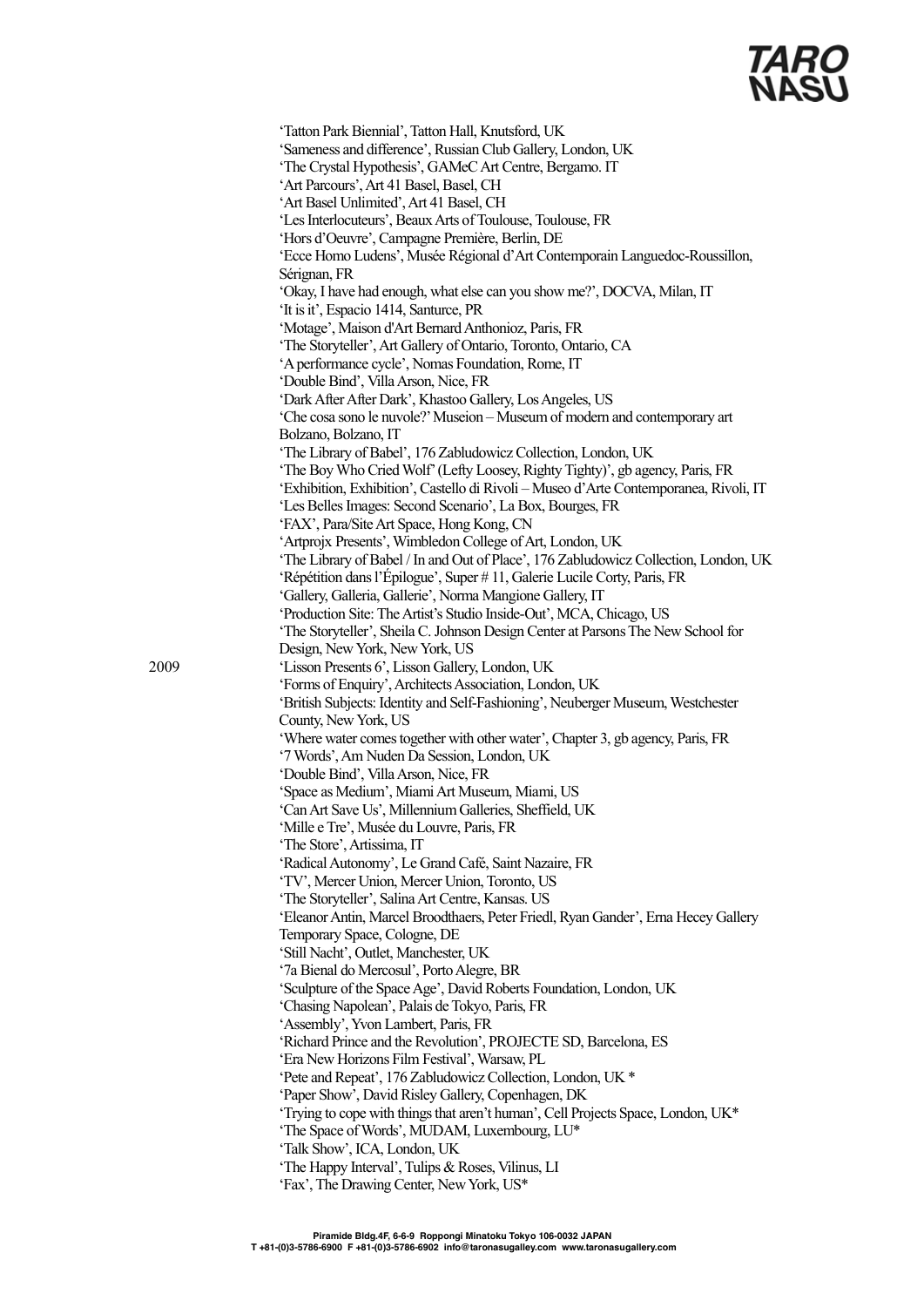'Tatton Park Biennial', Tatton Hall, Knutsford, UK
'Sameness and difference', Russian Club Gallery, London, UK
'The Crystal Hypothesis', GAMeC Art Centre, Bergamo. IT
'Art Parcours', Art 41 Basel, Basel, CH
'Art Basel Unlimited', Art 41 Basel, Basel, CH
'Les Interlocuteurs', Beaux Arts of Toulouse, Toulouse, FR
'Hors d'Oeuvre', Campagne Première, Berlin, DE
'Ecce Homo Ludens', Musée Régional d'Art Contemporain Languedoc-Roussillon, Sérignan, FR
'Okay, I have had enough, what else can you show me?', DOCVA, Milan, IT
'It is it', Espacio 1414, Santurce, PR
'Motage', Maison d'Art Bernard Anthonioz, Paris, FR
'The Storyteller', Art Gallery of Ontario, Toronto, Ontario, CA
'A performance cycle', Nomas Foundation, Rome, IT
'Double Bind', Villa Arson, Nice, FR
'Dark After After Dark', Khastoo Gallery, Los Angeles, US
'Che cosa sono le nuvole?' Museion – Museum of modern and contemporary art Bolzano, Bolzano, IT
'The Library of Babel', 176 Zabludowicz Collection, London, UK
'The Boy Who Cried Wolf' (Lefty Loosey, Righty Tighty)', gb agency, Paris, FR
'Exhibition, Exhibition', Castello di Rivoli – Museo d'Arte Contemporanea, Rivoli, IT
'Les Belles Images: Second Scenario', La Box, Bourges, FR
'FAX', Para/Site Art Space, Hong Kong, CN
'Artprojx Presents', Wimbledon College of Art, London, UK
'The Library of Babel / In and Out of Place', 176 Zabludowicz Collection, London, UK
'Répétition dans l'Épilogue', Super # 11, Galerie Lucile Corty, Paris, FR
'Gallery, Galleria, Gallerie', Norma Mangione Gallery, IT
'Production Site: The Artist's Studio Inside-Out', MCA, Chicago, US
'The Storyteller', Sheila C. Johnson Design Center at Parsons The New School for Design, New York, New York, US

2009
'Lisson Presents 6', Lisson Gallery, London, UK
'Forms of Enquiry', Architects Association, London, UK
'British Subjects: Identity and Self-Fashioning', Neuberger Museum, Westchester County, New York, US
'Where water comes together with other water', Chapter 3, gb agency, Paris, FR
'7 Words', Am Nuden Da Session, London, UK
'Double Bind', Villa Arson, Nice, FR
'Space as Medium', Miami Art Museum, Miami, US
'Can Art Save Us', Millennium Galleries, Sheffield, UK
'Mille e Tre', Musée du Louvre, Paris, FR
'The Store', Artissima, IT
'Radical Autonomy', Le Grand Café, Saint Nazaire, FR
'TV', Mercer Union, Mercer Union, Toronto, US
'The Storyteller', Salina Art Centre, Kansas. US
'Eleanor Antin, Marcel Broodthaers, Peter Friedl, Ryan Gander', Erna Hecey Gallery Temporary Space, Cologne, DE
'Still Nacht', Outlet, Manchester, UK
'7a Bienal do Mercosul', Porto Alegre, BR
'Sculpture of the Space Age', David Roberts Foundation, London, UK
'Chasing Napolean', Palais de Tokyo, Paris, FR
'Assembly', Yvon Lambert, Paris, FR
'Richard Prince and the Revolution', PROJECTE SD, Barcelona, ES
'Era New Horizons Film Festival', Warsaw, PL
'Pete and Repeat', 176 Zabludowicz Collection, London, UK *
'Paper Show', David Risley Gallery, Copenhagen, DK
'Trying to cope with things that aren't human', Cell Projects Space, London, UK*
'The Space of Words', MUDAM, Luxembourg, LU*
'Talk Show', ICA, London, UK
'The Happy Interval', Tulips & Roses, Vilinus, LI
'Fax', The Drawing Center, New York, US*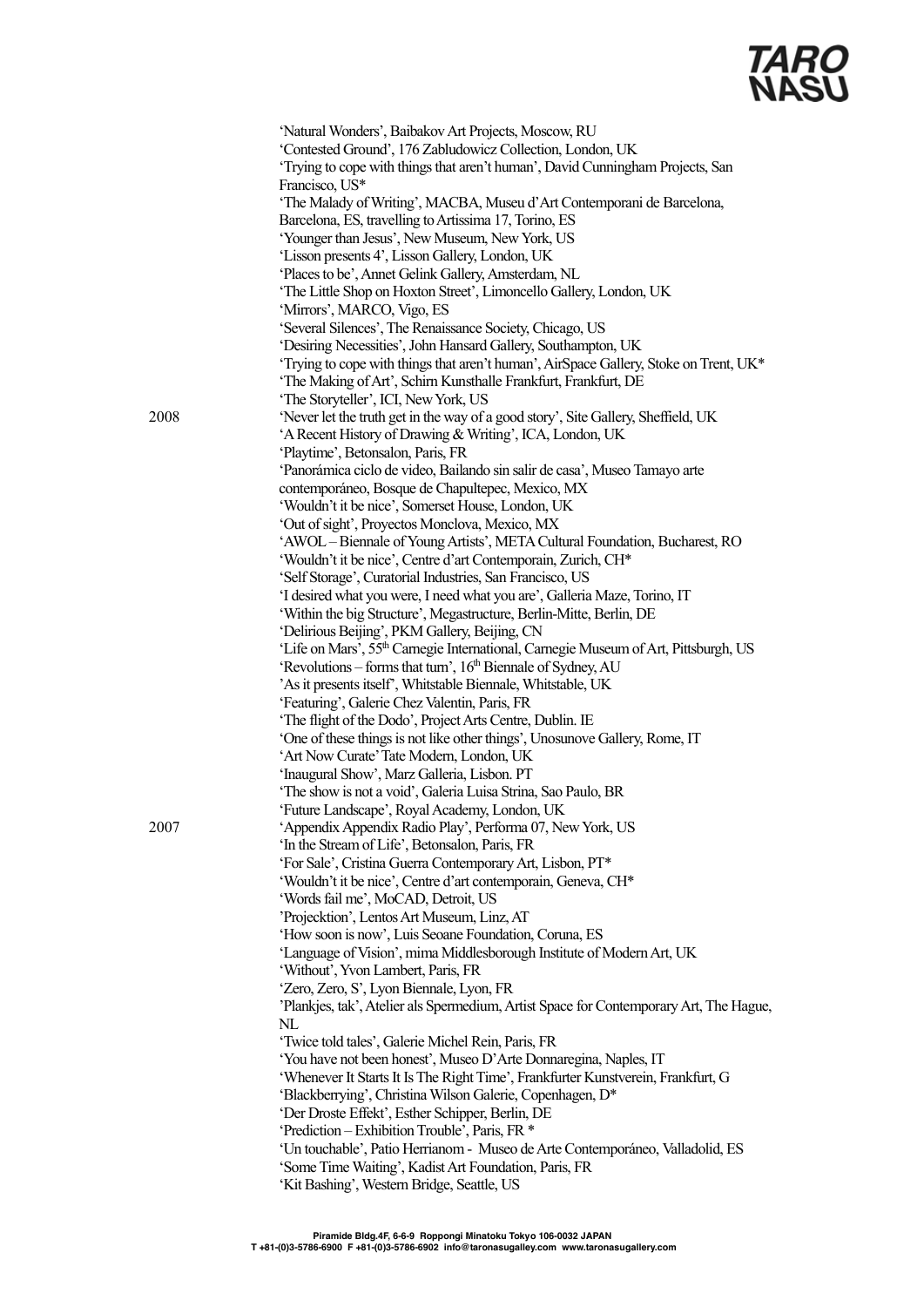'Natural Wonders', Baibakov Art Projects, Moscow, RU
'Contested Ground', 176 Zabludowicz Collection, London, UK
'Trying to cope with things that aren't human', David Cunningham Projects, San Francisco, US*
'The Malady of Writing', MACBA, Museu d'Art Contemporani de Barcelona, Barcelona, ES, travelling to Artissima 17, Torino, ES
'Younger than Jesus', New Museum, New York, US
'Lisson presents 4', Lisson Gallery, London, UK
'Places to be', Annet Gelink Gallery, Amsterdam, NL
'The Little Shop on Hoxton Street', Limoncello Gallery, London, UK
'Mirrors', MARCO, Vigo, ES
'Several Silences', The Renaissance Society, Chicago, US
'Desiring Necessities', John Hansard Gallery, Southampton, UK
'Trying to cope with things that aren't human', AirSpace Gallery, Stoke on Trent, UK*
'The Making of Art', Schirn Kunsthalle Frankfurt, Frankfurt, DE
'The Storyteller', ICI, New York, US

2008
'Never let the truth get in the way of a good story', Site Gallery, Sheffield, UK
'A Recent History of Drawing & Writing', ICA, London, UK
'Playtime', Betonsalon, Paris, FR
'Panorámica ciclo de video, Bailando sin salir de casa', Museo Tamayo arte contemporáneo, Bosque de Chapultepec, Mexico, MX
'Wouldn't it be nice', Somerset House, London, UK
'Out of sight', Proyectos Monclova, Mexico, MX
'AWOL – Biennale of Young Artists', META Cultural Foundation, Bucharest, RO
'Wouldn't it be nice', Centre d'art Contemporain, Zurich, CH*
'Self Storage', Curatorial Industries, San Francisco, US
'I desired what you were, I need what you are', Galleria Maze, Torino, IT
'Within the big Structure', Megastructure, Berlin-Mitte, Berlin, DE
'Delirious Beijing', PKM Gallery, Beijing, CN
'Life on Mars', 55th Carnegie International, Carnegie Museum of Art, Pittsburgh, US
'Revolutions – forms that turn', 16th Biennale of Sydney, AU
'As it presents itself', Whitstable Biennale, Whitstable, UK
'Featuring', Galerie Chez Valentin, Paris, FR
'The flight of the Dodo', Project Arts Centre, Dublin. IE
'One of these things is not like other things', Unosunove Gallery, Rome, IT
'Art Now Curate' Tate Modern, London, UK
'Inaugural Show', Marz Galleria, Lisbon. PT
'The show is not a void', Galeria Luisa Strina, Sao Paulo, BR
'Future Landscape', Royal Academy, London, UK

2007
'Appendix Appendix Radio Play', Performa 07, New York, US
'In the Stream of Life', Betonsalon, Paris, FR
'For Sale', Cristina Guerra Contemporary Art, Lisbon, PT*
'Wouldn't it be nice', Centre d'art contemporain, Geneva, CH*
'Words fail me', MoCAD, Detroit, US
'Projecktion', Lentos Art Museum, Linz, AT
'How soon is now', Luis Seoane Foundation, Coruna, ES
'Language of Vision', mima Middlesborough Institute of Modern Art, UK
'Without', Yvon Lambert, Paris, FR
'Zero, Zero, S', Lyon Biennale, Lyon, FR
'Plankjes, tak', Atelier als Spermedium, Artist Space for Contemporary Art, The Hague, NL
'Twice told tales', Galerie Michel Rein, Paris, FR
'You have not been honest', Museo D'Arte Donnaregina, Naples, IT
'Whenever It Starts It Is The Right Time', Frankfurter Kunstverein, Frankfurt, G
'Blackberrying', Christina Wilson Galerie, Copenhagen, D*
'Der Droste Effekt', Esther Schipper, Berlin, DE
'Prediction – Exhibition Trouble', Paris, FR *
'Un touchable', Patio Herrianom - Museo de Arte Contemporáneo, Valladolid, ES
'Some Time Waiting', Kadist Art Foundation, Paris, FR
'Kit Bashing', Western Bridge, Seattle, US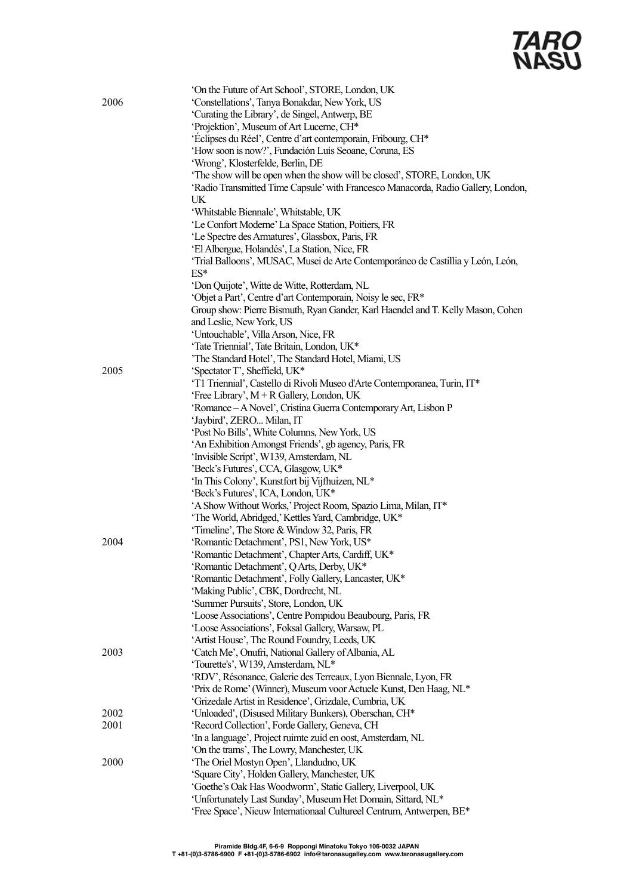'On the Future of Art School', STORE, London, UK

**2006**

'Constellations', Tanya Bonakdar, New York, US
'Curating the Library', de Singel, Antwerp, BE
'Projektion', Museum of Art Lucerne, CH*
'Éclipses du Réel', Centre d'art contemporain, Fribourg, CH*
'How soon is now?', Fundación Luís Seoane, Coruna, ES
'Wrong', Klosterfelde, Berlin, DE
'The show will be open when the show will be closed', STORE, London, UK
'Radio Transmitted Time Capsule' with Francesco Manacorda, Radio Gallery, London, UK
'Whitstable Biennale', Whitstable, UK
'Le Confort Moderne' La Space Station, Poitiers, FR
'Le Spectre des Armatures', Glassbox, Paris, FR
'El Albergue, Holandés', La Station, Nice, FR
'Trial Balloons', MUSAC, Musei de Arte Contemporáneo de Castillia y León, León, ES*
'Don Quijote', Witte de Witte, Rotterdam, NL
'Objet a Part', Centre d'art Contemporain, Noisy le sec, FR*
Group show: Pierre Bismuth, Ryan Gander, Karl Haendel and T. Kelly Mason, Cohen and Leslie, New York, US
'Untouchable', Villa Arson, Nice, FR
'Tate Triennial', Tate Britain, London, UK*
'The Standard Hotel', The Standard Hotel, Miami, US

**2005**

'Spectator T', Sheffield, UK*
'T1 Triennial', Castello di Rivoli Museo d'Arte Contemporanea, Turin, IT*
'Free Library', M + R Gallery, London, UK
'Romance – A Novel', Cristina Guerra Contemporary Art, Lisbon P
'Jaybird', ZERO... Milan, IT
'Post No Bills', White Columns, New York, US
'An Exhibition Amongst Friends', gb agency, Paris, FR
'Invisible Script', W139, Amsterdam, NL
'Beck's Futures', CCA, Glasgow, UK*
'In This Colony', Kunstfort bij Vijfhuizen, NL*
'Beck's Futures', ICA, London, UK*
'A Show Without Works,' Project Room, Spazio Lima, Milan, IT*
'The World, Abridged,' Kettles Yard, Cambridge, UK*
'Timeline', The Store & Window 32, Paris, FR

**2004**

'Romantic Detachment', PS1, New York, US*
'Romantic Detachment', Chapter Arts, Cardiff, UK*
'Romantic Detachment', Q Arts, Derby, UK*
'Romantic Detachment', Folly Gallery, Lancaster, UK*
'Making Public', CBK, Dordrecht, NL
'Summer Pursuits', Store, London, UK
'Loose Associations', Centre Pompidou Beaubourg, Paris, FR
'Loose Associations', Foksal Gallery, Warsaw, PL
'Artist House', The Round Foundry, Leeds, UK

**2003**

'Catch Me', Onufri, National Gallery of Albania, AL
'Tourette's', W139, Amsterdam, NL*
'RDV', Résonance, Galerie des Terreaux, Lyon Biennale, Lyon, FR
'Prix de Rome' (Winner), Museum voor Actuele Kunst, Den Haag, NL*
'Grizedale Artist in Residence', Grizdale, Cumbria, UK

**2002**

'Unloaded', (Disused Military Bunkers), Oberschan, CH*

**2001**

'Record Collection', Forde Gallery, Geneva, CH
'In a language', Project ruimte zuid en oost, Amsterdam, NL
'On the trams', The Lowry, Manchester, UK

**2000**

'The Oriel Mostyn Open', Llandudno, UK
'Square City', Holden Gallery, Manchester, UK
'Goethe's Oak Has Woodworm', Static Gallery, Liverpool, UK
'Unfortunately Last Sunday', Museum Het Domain, Sittard, NL*
'Free Space', Nieuw Internationaal Cultureel Centrum, Antwerpen, BE*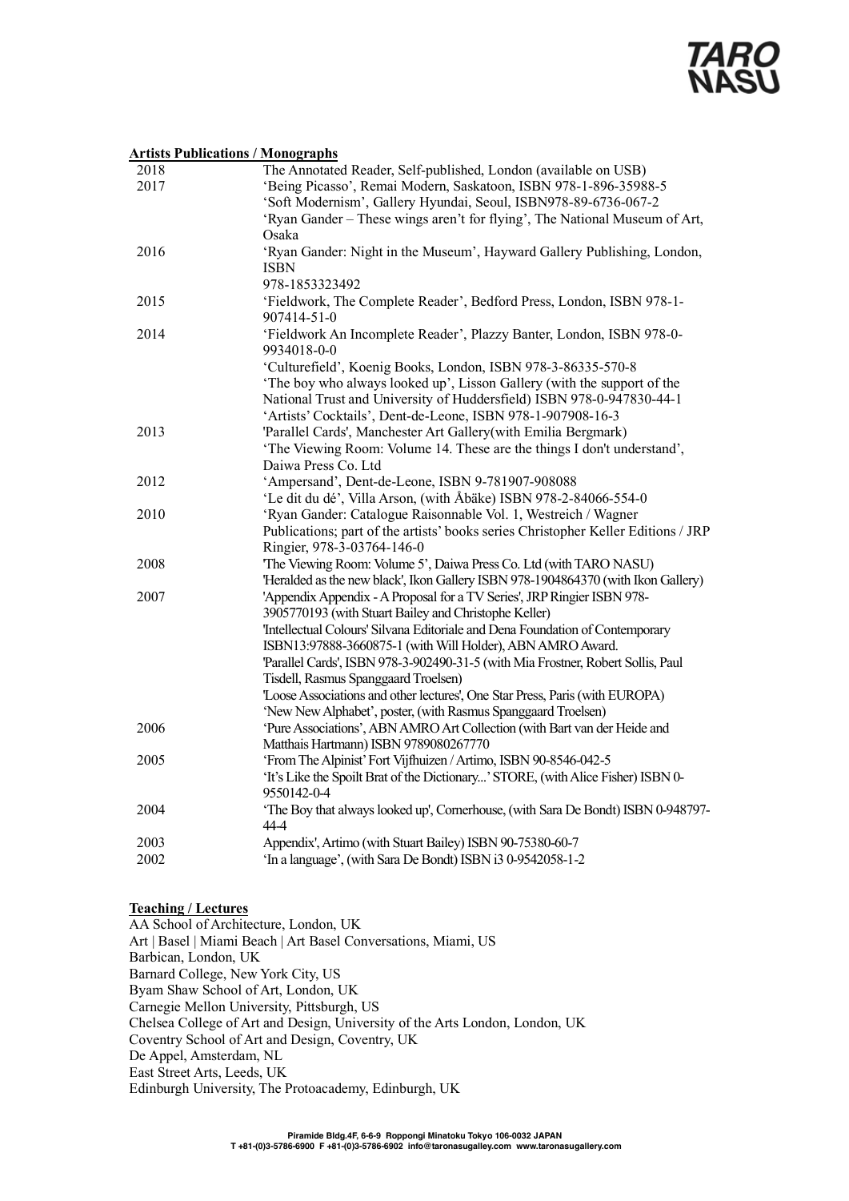**Artists Publications / Monographs**

| | |
|---|---|
| 2018 | The Annotated Reader, Self-published, London (available on USB) |
| 2017 | 'Being Picasso', Remai Modern, Saskatoon, ISBN 978-1-896-35988-5 |
| | 'Soft Modernism', Gallery Hyundai, Seoul, ISBN978-89-6736-067-2 |
| | 'Ryan Gander – These wings aren't for flying', The National Museum of Art, Osaka |
| 2016 | 'Ryan Gander: Night in the Museum', Hayward Gallery Publishing, London, ISBN 978-1853323492 |
| 2015 | 'Fieldwork, The Complete Reader', Bedford Press, London, ISBN 978-1-907414-51-0 |
| 2014 | 'Fieldwork An Incomplete Reader', Plazzy Banter, London, ISBN 978-0-9934018-0-0 |
| | 'Culturefield', Koenig Books, London, ISBN 978-3-86335-570-8 |
| | 'The boy who always looked up', Lisson Gallery (with the support of the National Trust and University of Huddersfield) ISBN 978-0-947830-44-1 |
| | 'Artists' Cocktails', Dent-de-Leone, ISBN 978-1-907908-16-3 |
| 2013 | 'Parallel Cards', Manchester Art Gallery(with Emilia Bergmark) |
| | 'The Viewing Room: Volume 14. These are the things I don't understand', Daiwa Press Co. Ltd |
| 2012 | 'Ampersand', Dent-de-Leone, ISBN 9-781907-908088 |
| | 'Le dit du dé', Villa Arson, (with Åbäke) ISBN 978-2-84066-554-0 |
| 2010 | 'Ryan Gander: Catalogue Raisonnable Vol. 1, Westreich / Wagner Publications; part of the artists' books series Christopher Keller Editions / JRP Ringier, 978-3-03764-146-0 |
| 2008 | 'The Viewing Room: Volume 5', Daiwa Press Co. Ltd (with TARO NASU) |
| | 'Heralded as the new black', Ikon Gallery ISBN 978-1904864370 (with Ikon Gallery) |
| 2007 | 'Appendix Appendix - A Proposal for a TV Series', JRP Ringier ISBN 978-3905770193 (with Stuart Bailey and Christophe Keller) |
| | 'Intellectual Colours' Silvana Editoriale and Dena Foundation of Contemporary ISBN13:97888-3660875-1 (with Will Holder), ABN AMRO Award. |
| | 'Parallel Cards', ISBN 978-3-902490-31-5 (with Mia Frostner, Robert Sollis, Paul Tisdell, Rasmus Spanggaard Troelsen) |
| | 'Loose Associations and other lectures', One Star Press, Paris (with EUROPA) |
| | 'New New Alphabet', poster, (with Rasmus Spanggaard Troelsen) |
| 2006 | 'Pure Associations', ABN AMRO Art Collection (with Bart van der Heide and Matthais Hartmann) ISBN 9789080267770 |
| 2005 | 'From The Alpinist' Fort Vijfhuizen / Artimo, ISBN 90-8546-042-5 |
| | 'It's Like the Spoilt Brat of the Dictionary...' STORE, (with Alice Fisher) ISBN 0-9550142-0-4 |
| 2004 | 'The Boy that always looked up', Cornerhouse, (with Sara De Bondt) ISBN 0-948797-44-4 |
| 2003 | Appendix', Artimo (with Stuart Bailey) ISBN 90-75380-60-7 |
| 2002 | 'In a language', (with Sara De Bondt) ISBN i3 0-9542058-1-2 |

**Teaching / Lectures**

AA School of Architecture, London, UK
Art | Basel | Miami Beach | Art Basel Conversations, Miami, US
Barbican, London, UK
Barnard College, New York City, US
Byam Shaw School of Art, London, UK
Carnegie Mellon University, Pittsburgh, US
Chelsea College of Art and Design, University of the Arts London, London, UK
Coventry School of Art and Design, Coventry, UK
De Appel, Amsterdam, NL
East Street Arts, Leeds, UK
Edinburgh University, The Protoacademy, Edinburgh, UK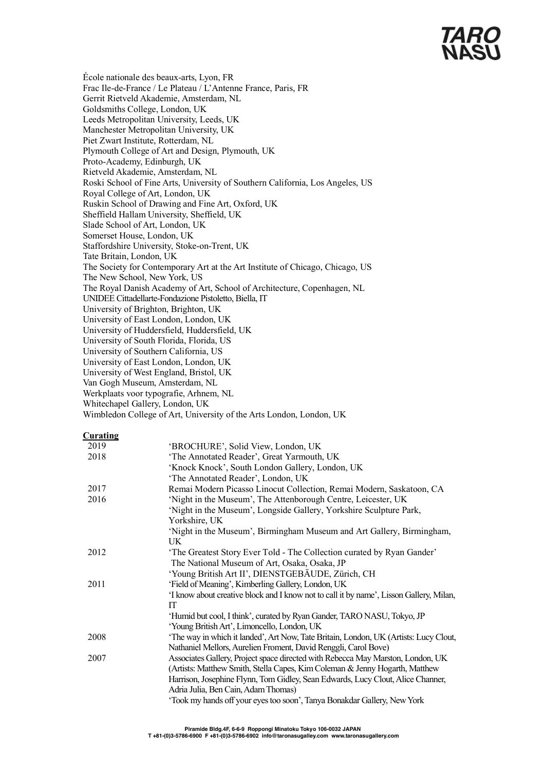École nationale des beaux-arts, Lyon, FR
Frac Ile-de-France / Le Plateau / L'Antenne France, Paris, FR
Gerrit Rietveld Akademie, Amsterdam, NL
Goldsmiths College, London, UK
Leeds Metropolitan University, Leeds, UK
Manchester Metropolitan University, UK
Piet Zwart Institute, Rotterdam, NL
Plymouth College of Art and Design, Plymouth, UK
Proto-Academy, Edinburgh, UK
Rietveld Akademie, Amsterdam, NL
Roski School of Fine Arts, University of Southern California, Los Angeles, US
Royal College of Art, London, UK
Ruskin School of Drawing and Fine Art, Oxford, UK
Sheffield Hallam University, Sheffield, UK
Slade School of Art, London, UK
Somerset House, London, UK
Staffordshire University, Stoke-on-Trent, UK
Tate Britain, London, UK
The Society for Contemporary Art at the Art Institute of Chicago, Chicago, US
The New School, New York, US
The Royal Danish Academy of Art, School of Architecture, Copenhagen, NL
UNIDEE Cittadellarte-Fondazione Pistoletto, Biella, IT
University of Brighton, Brighton, UK
University of East London, London, UK
University of Huddersfield, Huddersfield, UK
University of South Florida, Florida, US
University of Southern California, US
University of East London, London, UK
University of West England, Bristol, UK
Van Gogh Museum, Amsterdam, NL
Werkplaats voor typografie, Arhnem, NL
Whitechapel Gallery, London, UK
Wimbledon College of Art, University of the Arts London, London, UK

**Curating**

| | |
|---|---|
| 2019 | 'BROCHURE', Solid View, London, UK |
| 2018 | 'The Annotated Reader', Great Yarmouth, UK |
| | 'Knock Knock', South London Gallery, London, UK |
| | 'The Annotated Reader', London, UK |
| 2017 | Remai Modern Picasso Linocut Collection, Remai Modern, Saskatoon, CA |
| 2016 | 'Night in the Museum', The Attenborough Centre, Leicester, UK |
| | 'Night in the Museum', Longside Gallery, Yorkshire Sculpture Park, Yorkshire, UK |
| | 'Night in the Museum', Birmingham Museum and Art Gallery, Birmingham, UK |
| 2012 | 'The Greatest Story Ever Told - The Collection curated by Ryan Gander' The National Museum of Art, Osaka, Osaka, JP |
| | 'Young British Art II', DIENSTGEBÄUDE, Zürich, CH |
| 2011 | 'Field of Meaning', Kimberling Gallery, London, UK |
| | 'I know about creative block and I know not to call it by name', Lisson Gallery, Milan, IT |
| | 'Humid but cool, I think', curated by Ryan Gander, TARO NASU, Tokyo, JP |
| | 'Young British Art', Limoncello, London, UK |
| 2008 | 'The way in which it landed', Art Now, Tate Britain, London, UK (Artists: Lucy Clout, Nathaniel Mellors, Aurelien Froment, David Renggli, Carol Bove) |
| 2007 | Associates Gallery, Project space directed with Rebecca May Marston, London, UK (Artists: Matthew Smith, Stella Capes, Kim Coleman & Jenny Hogarth, Matthew Harrison, Josephine Flynn, Tom Gidley, Sean Edwards, Lucy Clout, Alice Channer, Adria Julia, Ben Cain, Adam Thomas) |
| | 'Took my hands off your eyes too soon', Tanya Bonakdar Gallery, New York |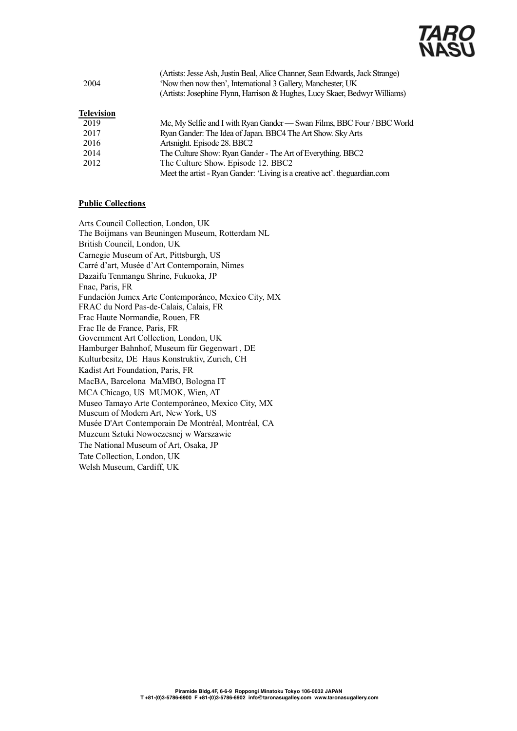| | |
|---|---|
| | (Artists: Jesse Ash, Justin Beal, Alice Channer, Sean Edwards, Jack Strange) |
| 2004 | 'Now then now then', International 3 Gallery, Manchester, UK |
| | (Artists: Josephine Flynn, Harrison & Hughes, Lucy Skaer, Bedwyr Williams) |

**Television**

| | |
|---|---|
| 2019 | Me, My Selfie and I with Ryan Gander — Swan Films, BBC Four / BBC World |
| 2017 | Ryan Gander: The Idea of Japan. BBC4 The Art Show. Sky Arts |
| 2016 | Artsnight. Episode 28. BBC2 |
| 2014 | The Culture Show: Ryan Gander - The Art of Everything. BBC2 |
| 2012 | The Culture Show. Episode 12. BBC2 |
| | Meet the artist - Ryan Gander: 'Living is a creative act'. theguardian.com |

**Public Collections**

Arts Council Collection, London, UK
The Boijmans van Beuningen Museum, Rotterdam NL
British Council, London, UK
Carnegie Museum of Art, Pittsburgh, US
Carré d'art, Musée d'Art Contemporain, Nimes
Dazaifu Tenmangu Shrine, Fukuoka, JP
Fnac, Paris, FR
Fundación Jumex Arte Contemporáneo, Mexico City, MX
FRAC du Nord Pas-de-Calais, Calais, FR
Frac Haute Normandie, Rouen, FR
Frac Ile de France, Paris, FR
Government Art Collection, London, UK
Hamburger Bahnhof, Museum für Gegenwart , DE
Kulturbesitz, DE Haus Konstruktiv, Zurich, CH
Kadist Art Foundation, Paris, FR
MacBA, Barcelona MaMBO, Bologna IT
MCA Chicago, US MUMOK, Wien, AT
Museo Tamayo Arte Contemporáneo, Mexico City, MX
Museum of Modern Art, New York, US
Musée D'Art Contemporain De Montréal, Montréal, CA
Muzeum Sztuki Nowoczesnej w Warszawie
The National Museum of Art, Osaka, JP
Tate Collection, London, UK
Welsh Museum, Cardiff, UK